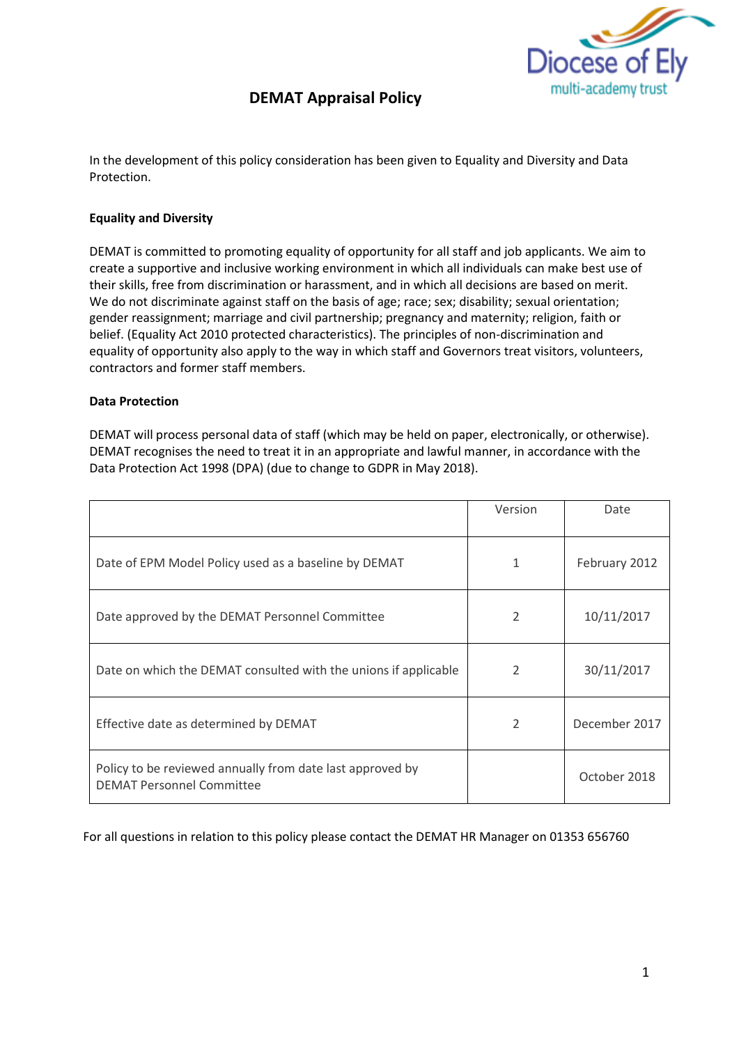# DEMAT Appraisal Policy

In the development of this policy consideration has been given to Equality and Diversity and Data Protection.

**Equality and Diversity**

DEMAT is committed to promoting equality of opportunity for all staff and job applicants. We aim to create a supportive and inclusive working environment in which all individuals can make best use of their skills, free from discrimination or harassment, and in which all decisions are based on merit. We do not discriminate against staff on the basis of age; race; sex; disability; sexual orientation; gender reassignment; marriage and civil partnership; pregnancy and maternity; religion, faith or belief. (Equality Act 2010 protected characteristics). The principles of non-discrimination and equality of opportunity also apply to the way in which staff and Governors treat visitors, volunteers, contractors and former staff members.

**Data Protection**

DEMAT will process personal data of staff (which may be held on paper, electronically, or otherwise). DEMAT recognises the need to treat it in an appropriate and lawful manner, in accordance with the Data Protection Act 1998 (DPA) (due to change to GDPR in May 2018).

| | Version | Date |
|---|---|---|
| Date of EPM Model Policy used as a baseline by DEMAT | 1 | February 2012 |
| Date approved by the DEMAT Personnel Committee | 2 | 10/11/2017 |
| Date on which the DEMAT consulted with the unions if applicable | 2 | 30/11/2017 |
| Effective date as determined by DEMAT | 2 | December 2017 |
| Policy to be reviewed annually from date last approved by DEMAT Personnel Committee | | October 2018 |

For all questions in relation to this policy please contact the DEMAT HR Manager on 01353 656760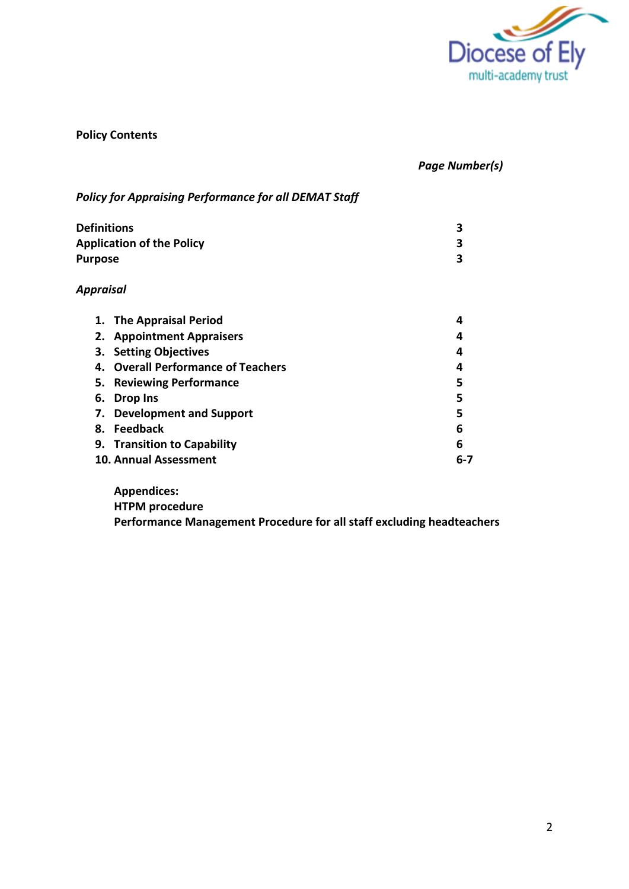**Policy Contents**

| | *Page Number(s)* |
|---|---|
| ***Policy for Appraising Performance for all DEMAT Staff*** | |
| **Definitions** | **3** |
| **Application of the Policy** | **3** |
| **Purpose** | **3** |
| ***Appraisal*** | |
| **1. The Appraisal Period** | **4** |
| **2. Appointment Appraisers** | **4** |
| **3. Setting Objectives** | **4** |
| **4. Overall Performance of Teachers** | **4** |
| **5. Reviewing Performance** | **5** |
| **6. Drop Ins** | **5** |
| **7. Development and Support** | **5** |
| **8. Feedback** | **6** |
| **9. Transition to Capability** | **6** |
| **10. Annual Assessment** | **6-7** |

**Appendices:**
**HTPM procedure**
**Performance Management Procedure for all staff excluding headteachers**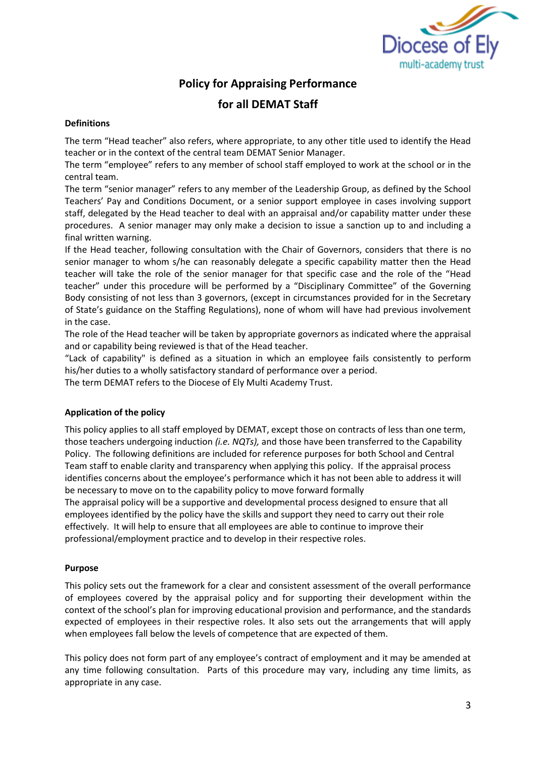# Policy for Appraising Performance for all DEMAT Staff

### Definitions

The term "Head teacher" also refers, where appropriate, to any other title used to identify the Head teacher or in the context of the central team DEMAT Senior Manager.

The term "employee" refers to any member of school staff employed to work at the school or in the central team.

The term "senior manager" refers to any member of the Leadership Group, as defined by the School Teachers' Pay and Conditions Document, or a senior support employee in cases involving support staff, delegated by the Head teacher to deal with an appraisal and/or capability matter under these procedures. A senior manager may only make a decision to issue a sanction up to and including a final written warning.

If the Head teacher, following consultation with the Chair of Governors, considers that there is no senior manager to whom s/he can reasonably delegate a specific capability matter then the Head teacher will take the role of the senior manager for that specific case and the role of the "Head teacher" under this procedure will be performed by a "Disciplinary Committee" of the Governing Body consisting of not less than 3 governors, (except in circumstances provided for in the Secretary of State's guidance on the Staffing Regulations), none of whom will have had previous involvement in the case.

The role of the Head teacher will be taken by appropriate governors as indicated where the appraisal and or capability being reviewed is that of the Head teacher.

"Lack of capability" is defined as a situation in which an employee fails consistently to perform his/her duties to a wholly satisfactory standard of performance over a period.

The term DEMAT refers to the Diocese of Ely Multi Academy Trust.

### Application of the policy

This policy applies to all staff employed by DEMAT, except those on contracts of less than one term, those teachers undergoing induction *(i.e. NQTs),* and those have been transferred to the Capability Policy. The following definitions are included for reference purposes for both School and Central Team staff to enable clarity and transparency when applying this policy. If the appraisal process identifies concerns about the employee's performance which it has not been able to address it will be necessary to move on to the capability policy to move forward formally

The appraisal policy will be a supportive and developmental process designed to ensure that all employees identified by the policy have the skills and support they need to carry out their role effectively. It will help to ensure that all employees are able to continue to improve their professional/employment practice and to develop in their respective roles.

### Purpose

This policy sets out the framework for a clear and consistent assessment of the overall performance of employees covered by the appraisal policy and for supporting their development within the context of the school's plan for improving educational provision and performance, and the standards expected of employees in their respective roles. It also sets out the arrangements that will apply when employees fall below the levels of competence that are expected of them.

This policy does not form part of any employee's contract of employment and it may be amended at any time following consultation. Parts of this procedure may vary, including any time limits, as appropriate in any case.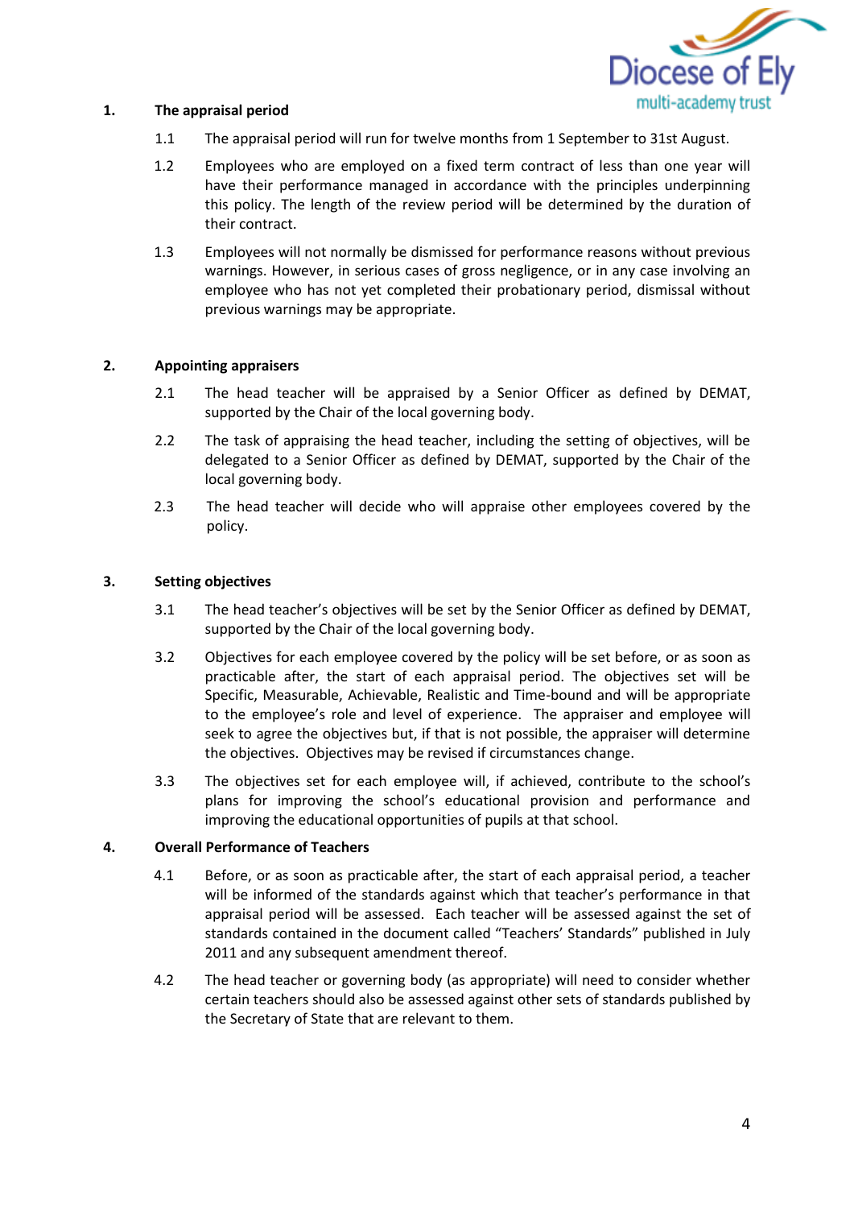## 1. The appraisal period

1.1 The appraisal period will run for twelve months from 1 September to 31st August.

1.2 Employees who are employed on a fixed term contract of less than one year will have their performance managed in accordance with the principles underpinning this policy. The length of the review period will be determined by the duration of their contract.

1.3 Employees will not normally be dismissed for performance reasons without previous warnings. However, in serious cases of gross negligence, or in any case involving an employee who has not yet completed their probationary period, dismissal without previous warnings may be appropriate.

## 2. Appointing appraisers

2.1 The head teacher will be appraised by a Senior Officer as defined by DEMAT, supported by the Chair of the local governing body.

2.2 The task of appraising the head teacher, including the setting of objectives, will be delegated to a Senior Officer as defined by DEMAT, supported by the Chair of the local governing body.

2.3 The head teacher will decide who will appraise other employees covered by the policy.

## 3. Setting objectives

3.1 The head teacher's objectives will be set by the Senior Officer as defined by DEMAT, supported by the Chair of the local governing body.

3.2 Objectives for each employee covered by the policy will be set before, or as soon as practicable after, the start of each appraisal period. The objectives set will be Specific, Measurable, Achievable, Realistic and Time-bound and will be appropriate to the employee's role and level of experience. The appraiser and employee will seek to agree the objectives but, if that is not possible, the appraiser will determine the objectives. Objectives may be revised if circumstances change.

3.3 The objectives set for each employee will, if achieved, contribute to the school's plans for improving the school's educational provision and performance and improving the educational opportunities of pupils at that school.

## 4. Overall Performance of Teachers

4.1 Before, or as soon as practicable after, the start of each appraisal period, a teacher will be informed of the standards against which that teacher's performance in that appraisal period will be assessed. Each teacher will be assessed against the set of standards contained in the document called "Teachers' Standards" published in July 2011 and any subsequent amendment thereof.

4.2 The head teacher or governing body (as appropriate) will need to consider whether certain teachers should also be assessed against other sets of standards published by the Secretary of State that are relevant to them.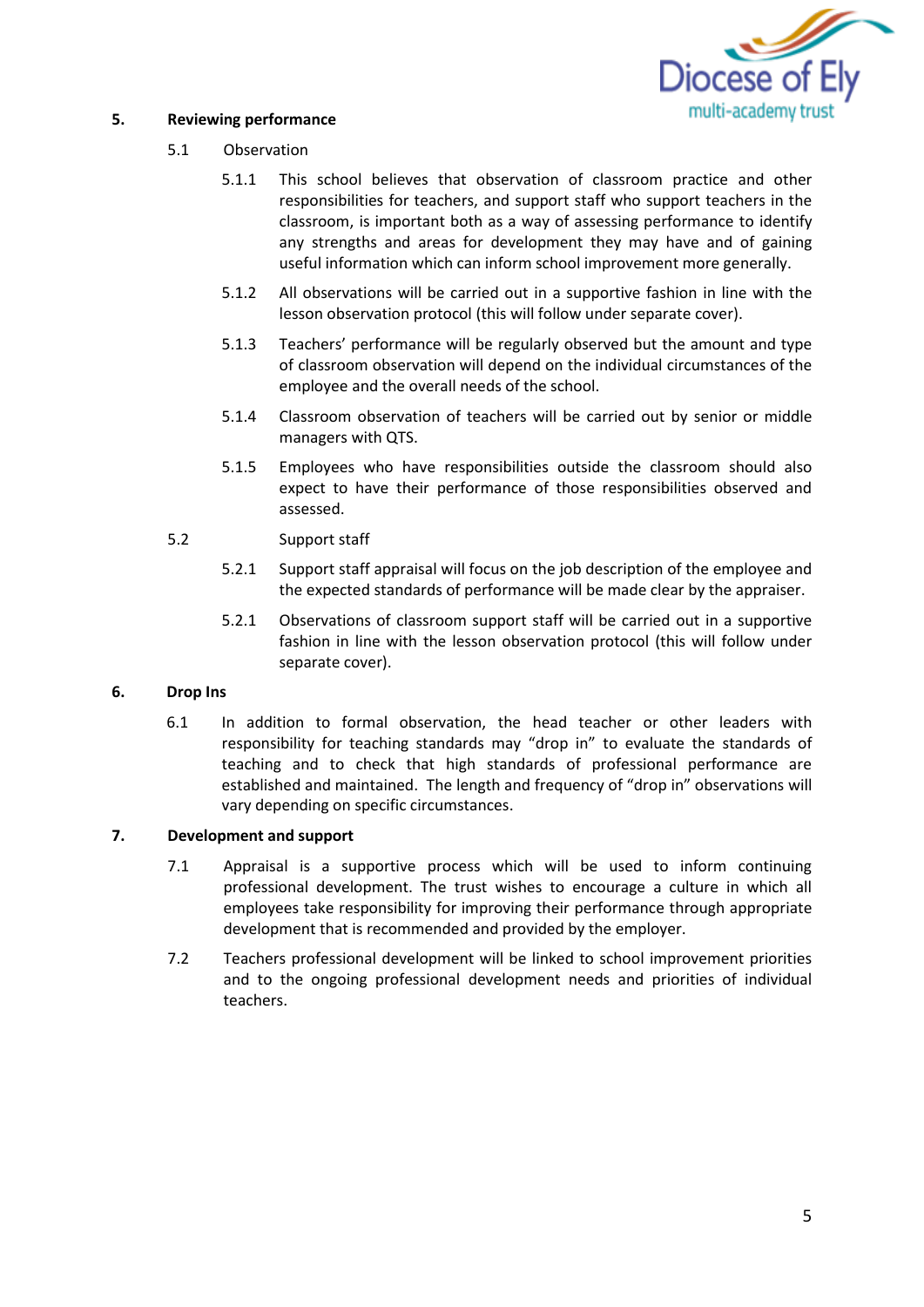## 5. Reviewing performance

5.1 Observation

5.1.1 This school believes that observation of classroom practice and other responsibilities for teachers, and support staff who support teachers in the classroom, is important both as a way of assessing performance to identify any strengths and areas for development they may have and of gaining useful information which can inform school improvement more generally.

5.1.2 All observations will be carried out in a supportive fashion in line with the lesson observation protocol (this will follow under separate cover).

5.1.3 Teachers' performance will be regularly observed but the amount and type of classroom observation will depend on the individual circumstances of the employee and the overall needs of the school.

5.1.4 Classroom observation of teachers will be carried out by senior or middle managers with QTS.

5.1.5 Employees who have responsibilities outside the classroom should also expect to have their performance of those responsibilities observed and assessed.

5.2 Support staff

5.2.1 Support staff appraisal will focus on the job description of the employee and the expected standards of performance will be made clear by the appraiser.

5.2.1 Observations of classroom support staff will be carried out in a supportive fashion in line with the lesson observation protocol (this will follow under separate cover).

## 6. Drop Ins

6.1 In addition to formal observation, the head teacher or other leaders with responsibility for teaching standards may "drop in" to evaluate the standards of teaching and to check that high standards of professional performance are established and maintained. The length and frequency of "drop in" observations will vary depending on specific circumstances.

## 7. Development and support

7.1 Appraisal is a supportive process which will be used to inform continuing professional development. The trust wishes to encourage a culture in which all employees take responsibility for improving their performance through appropriate development that is recommended and provided by the employer.

7.2 Teachers professional development will be linked to school improvement priorities and to the ongoing professional development needs and priorities of individual teachers.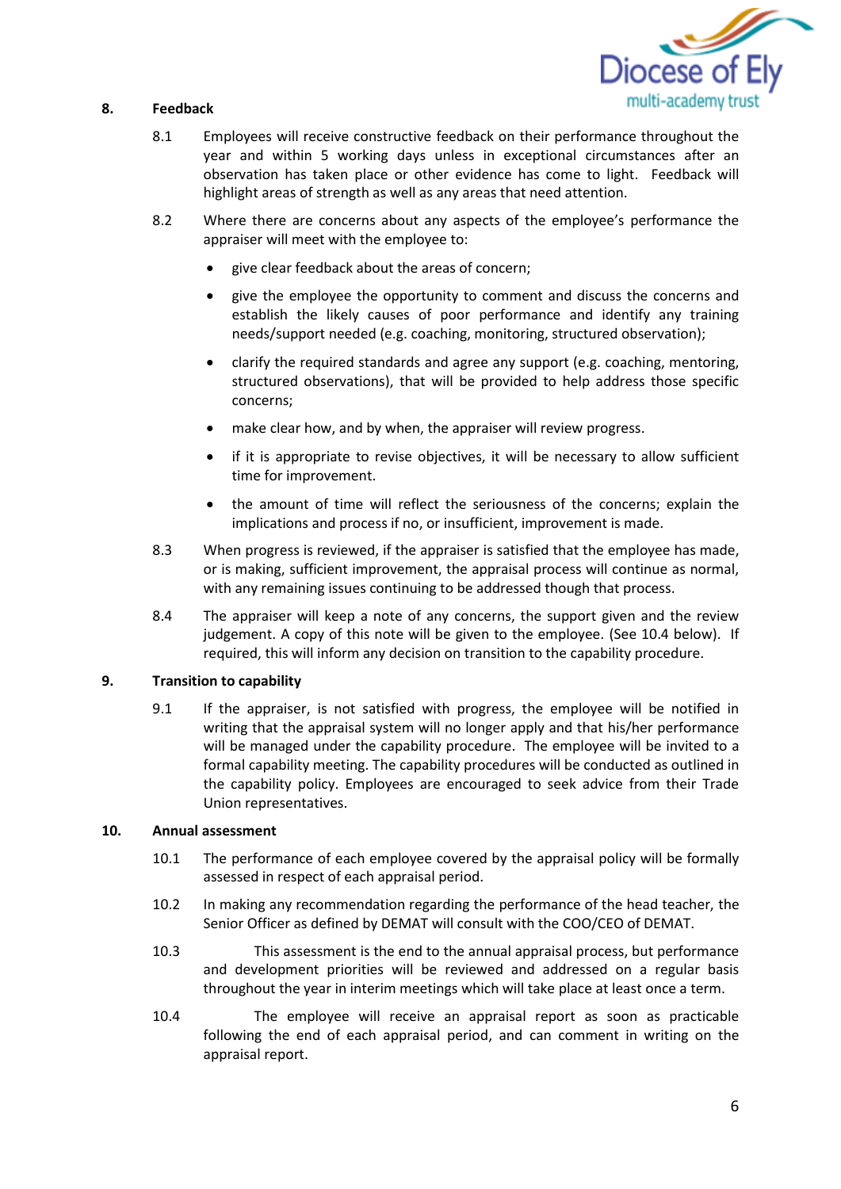## 8. Feedback

8.1 Employees will receive constructive feedback on their performance throughout the year and within 5 working days unless in exceptional circumstances after an observation has taken place or other evidence has come to light. Feedback will highlight areas of strength as well as any areas that need attention.

8.2 Where there are concerns about any aspects of the employee's performance the appraiser will meet with the employee to:

- give clear feedback about the areas of concern;
- give the employee the opportunity to comment and discuss the concerns and establish the likely causes of poor performance and identify any training needs/support needed (e.g. coaching, monitoring, structured observation);
- clarify the required standards and agree any support (e.g. coaching, mentoring, structured observations), that will be provided to help address those specific concerns;
- make clear how, and by when, the appraiser will review progress.
- if it is appropriate to revise objectives, it will be necessary to allow sufficient time for improvement.
- the amount of time will reflect the seriousness of the concerns; explain the implications and process if no, or insufficient, improvement is made.

8.3 When progress is reviewed, if the appraiser is satisfied that the employee has made, or is making, sufficient improvement, the appraisal process will continue as normal, with any remaining issues continuing to be addressed though that process.

8.4 The appraiser will keep a note of any concerns, the support given and the review judgement. A copy of this note will be given to the employee. (See 10.4 below). If required, this will inform any decision on transition to the capability procedure.

## 9. Transition to capability

9.1 If the appraiser, is not satisfied with progress, the employee will be notified in writing that the appraisal system will no longer apply and that his/her performance will be managed under the capability procedure. The employee will be invited to a formal capability meeting. The capability procedures will be conducted as outlined in the capability policy. Employees are encouraged to seek advice from their Trade Union representatives.

## 10. Annual assessment

10.1 The performance of each employee covered by the appraisal policy will be formally assessed in respect of each appraisal period.

10.2 In making any recommendation regarding the performance of the head teacher, the Senior Officer as defined by DEMAT will consult with the COO/CEO of DEMAT.

10.3 This assessment is the end to the annual appraisal process, but performance and development priorities will be reviewed and addressed on a regular basis throughout the year in interim meetings which will take place at least once a term.

10.4 The employee will receive an appraisal report as soon as practicable following the end of each appraisal period, and can comment in writing on the appraisal report.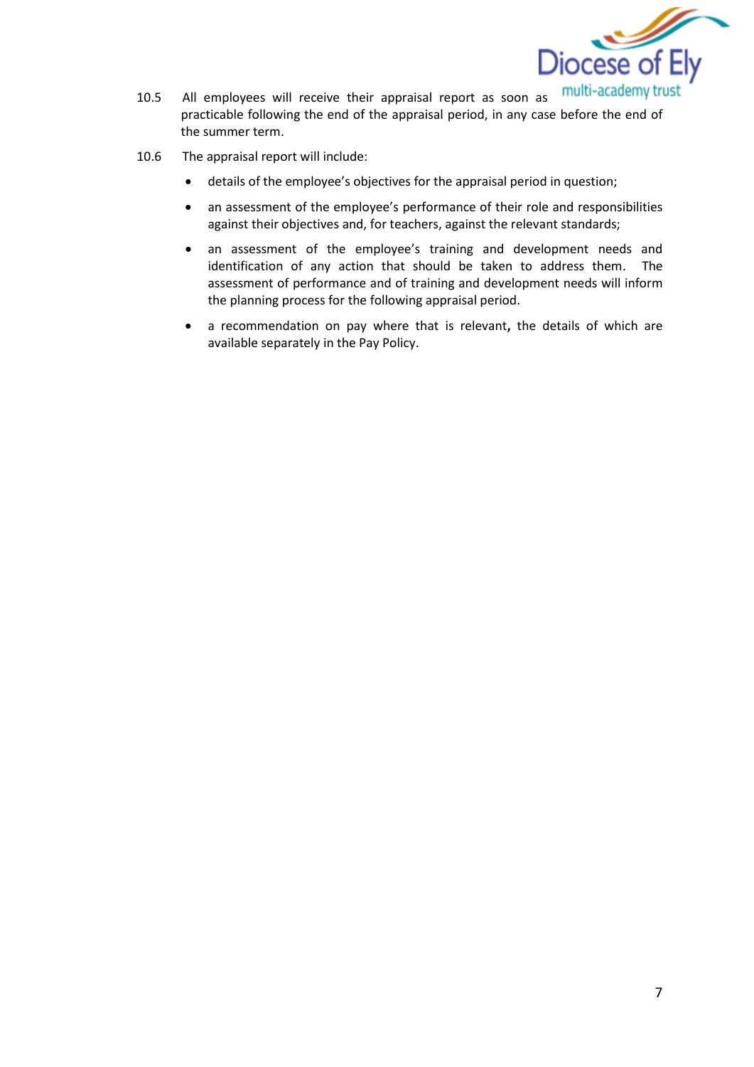10.5 All employees will receive their appraisal report as soon as practicable following the end of the appraisal period, in any case before the end of the summer term.

10.6 The appraisal report will include:

- details of the employee's objectives for the appraisal period in question;
- an assessment of the employee's performance of their role and responsibilities against their objectives and, for teachers, against the relevant standards;
- an assessment of the employee's training and development needs and identification of any action that should be taken to address them. The assessment of performance and of training and development needs will inform the planning process for the following appraisal period.
- a recommendation on pay where that is relevant**,** the details of which are available separately in the Pay Policy.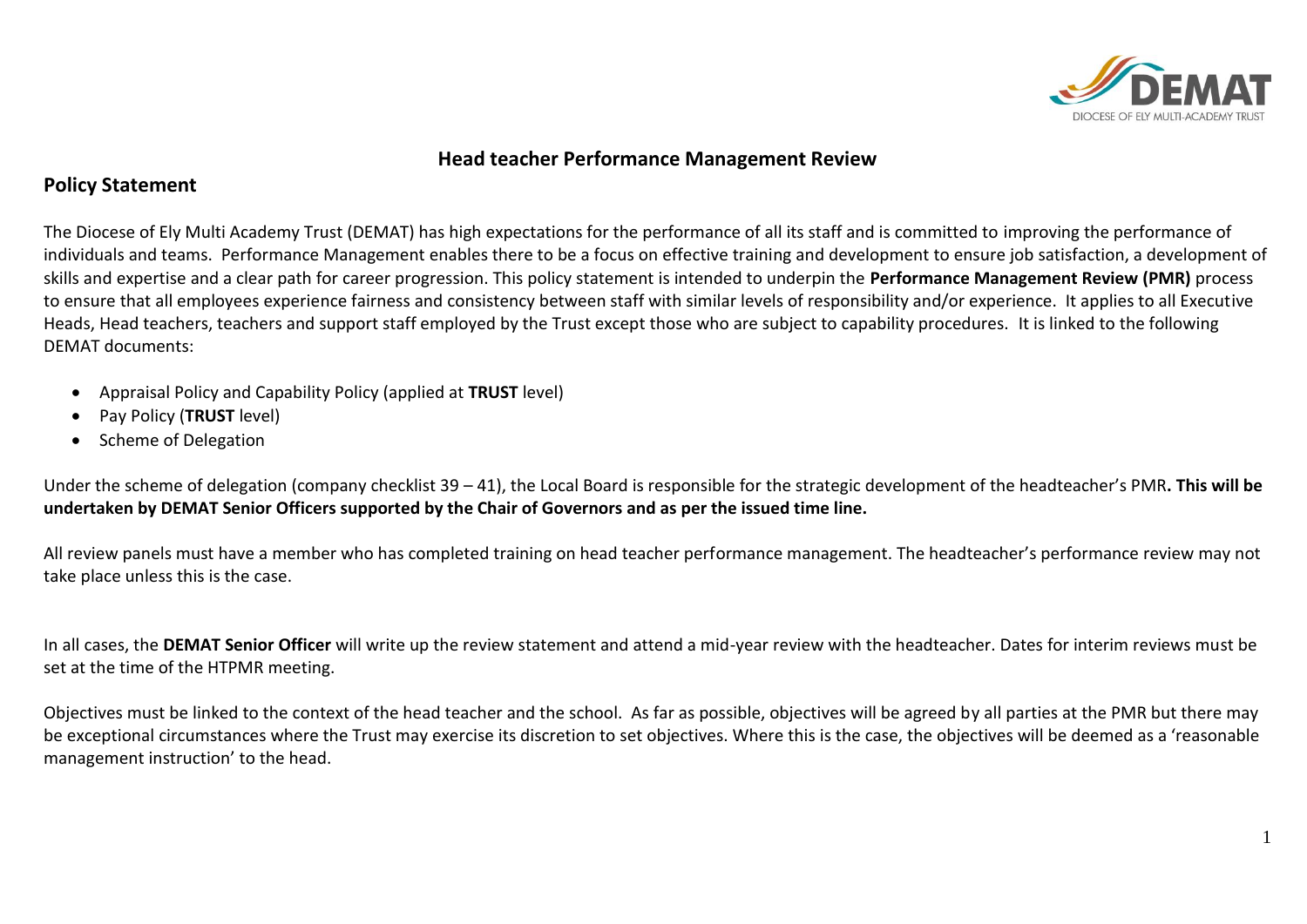# Head teacher Performance Management Review

## Policy Statement

The Diocese of Ely Multi Academy Trust (DEMAT) has high expectations for the performance of all its staff and is committed to improving the performance of individuals and teams. Performance Management enables there to be a focus on effective training and development to ensure job satisfaction, a development of skills and expertise and a clear path for career progression. This policy statement is intended to underpin the **Performance Management Review (PMR)** process to ensure that all employees experience fairness and consistency between staff with similar levels of responsibility and/or experience. It applies to all Executive Heads, Head teachers, teachers and support staff employed by the Trust except those who are subject to capability procedures. It is linked to the following DEMAT documents:

- Appraisal Policy and Capability Policy (applied at **TRUST** level)
- Pay Policy (**TRUST** level)
- Scheme of Delegation

Under the scheme of delegation (company checklist 39 – 41), the Local Board is responsible for the strategic development of the headteacher's PMR**. This will be undertaken by DEMAT Senior Officers supported by the Chair of Governors and as per the issued time line.**

All review panels must have a member who has completed training on head teacher performance management. The headteacher's performance review may not take place unless this is the case.

In all cases, the **DEMAT Senior Officer** will write up the review statement and attend a mid-year review with the headteacher. Dates for interim reviews must be set at the time of the HTPMR meeting.

Objectives must be linked to the context of the head teacher and the school. As far as possible, objectives will be agreed by all parties at the PMR but there may be exceptional circumstances where the Trust may exercise its discretion to set objectives. Where this is the case, the objectives will be deemed as a 'reasonable management instruction' to the head.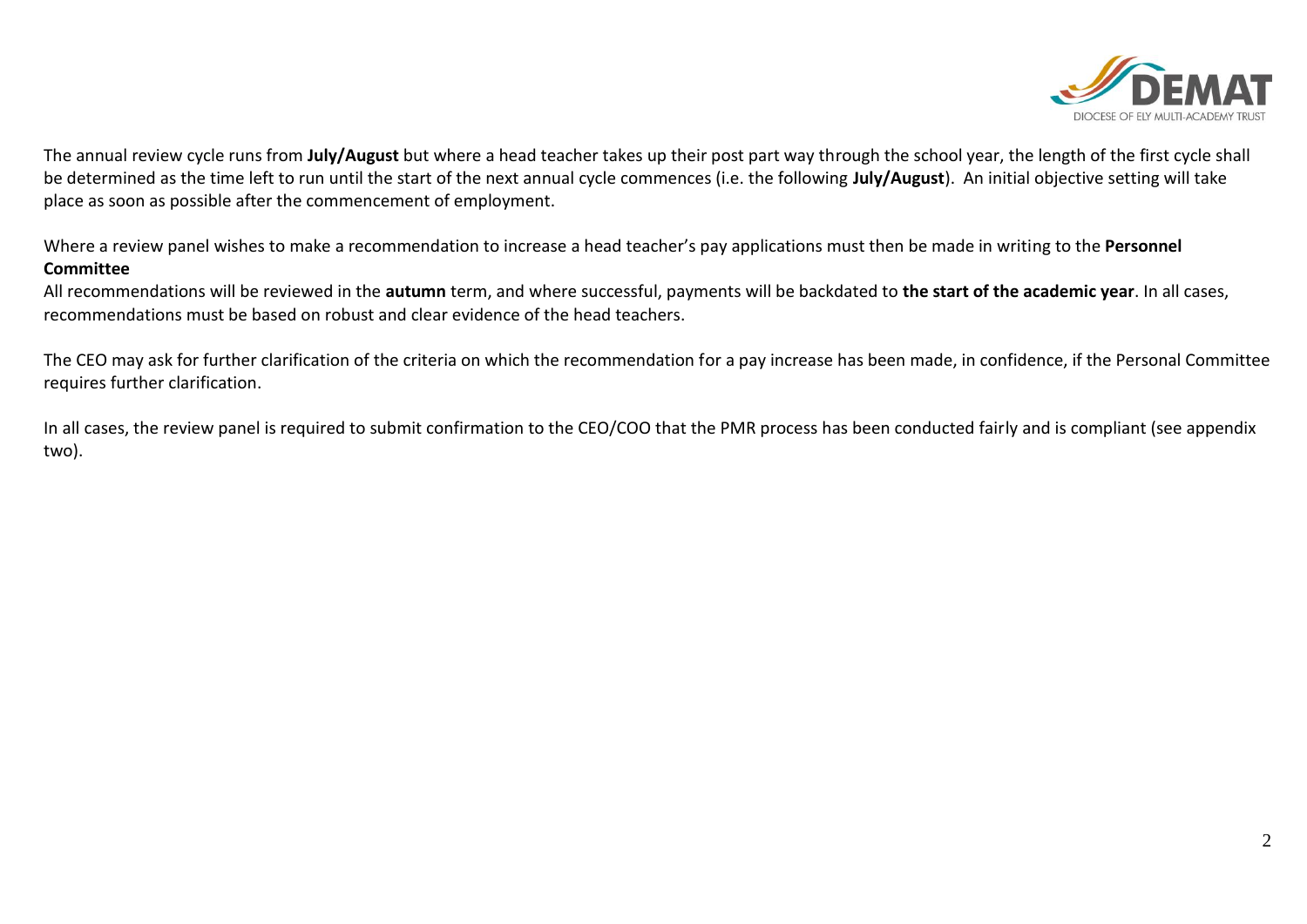The annual review cycle runs from **July/August** but where a head teacher takes up their post part way through the school year, the length of the first cycle shall be determined as the time left to run until the start of the next annual cycle commences (i.e. the following **July/August**). An initial objective setting will take place as soon as possible after the commencement of employment.

Where a review panel wishes to make a recommendation to increase a head teacher's pay applications must then be made in writing to the **Personnel Committee**
All recommendations will be reviewed in the **autumn** term, and where successful, payments will be backdated to **the start of the academic year**. In all cases, recommendations must be based on robust and clear evidence of the head teachers.

The CEO may ask for further clarification of the criteria on which the recommendation for a pay increase has been made, in confidence, if the Personal Committee requires further clarification.

In all cases, the review panel is required to submit confirmation to the CEO/COO that the PMR process has been conducted fairly and is compliant (see appendix two).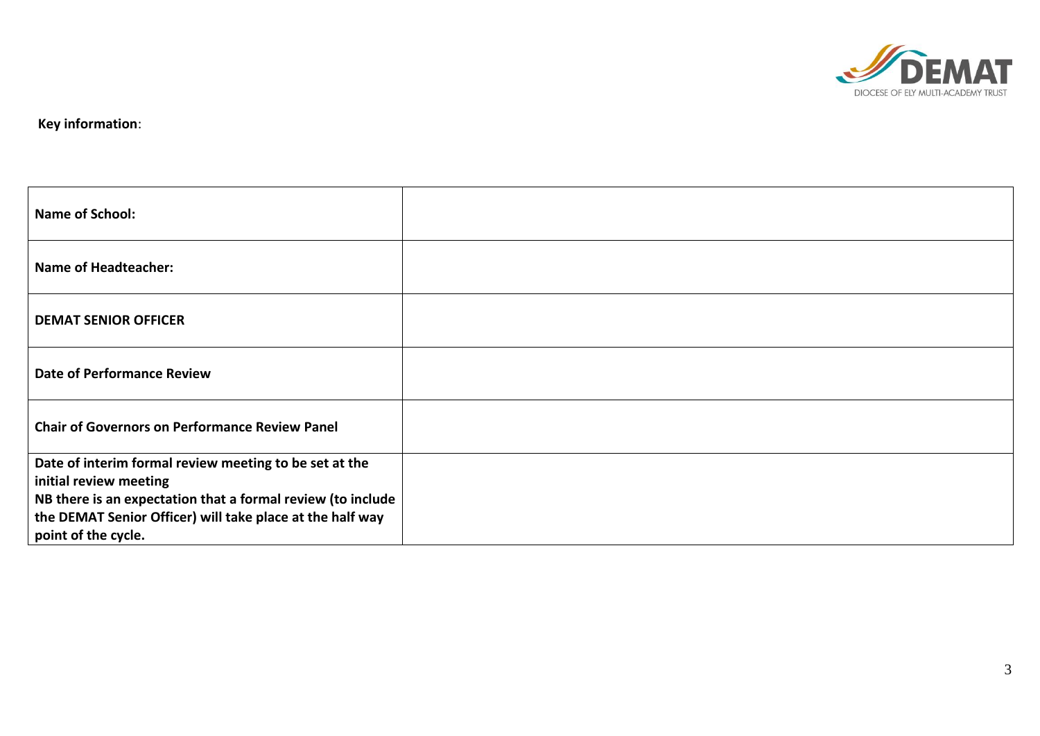**Key information**:

| | |
|---|---|
| **Name of School:** | |
| **Name of Headteacher:** | |
| **DEMAT SENIOR OFFICER** | |
| **Date of Performance Review** | |
| **Chair of Governors on Performance Review Panel** | |
| **Date of interim formal review meeting to be set at the initial review meeting**<br>**NB there is an expectation that a formal review (to include the DEMAT Senior Officer) will take place at the half way point of the cycle.** | |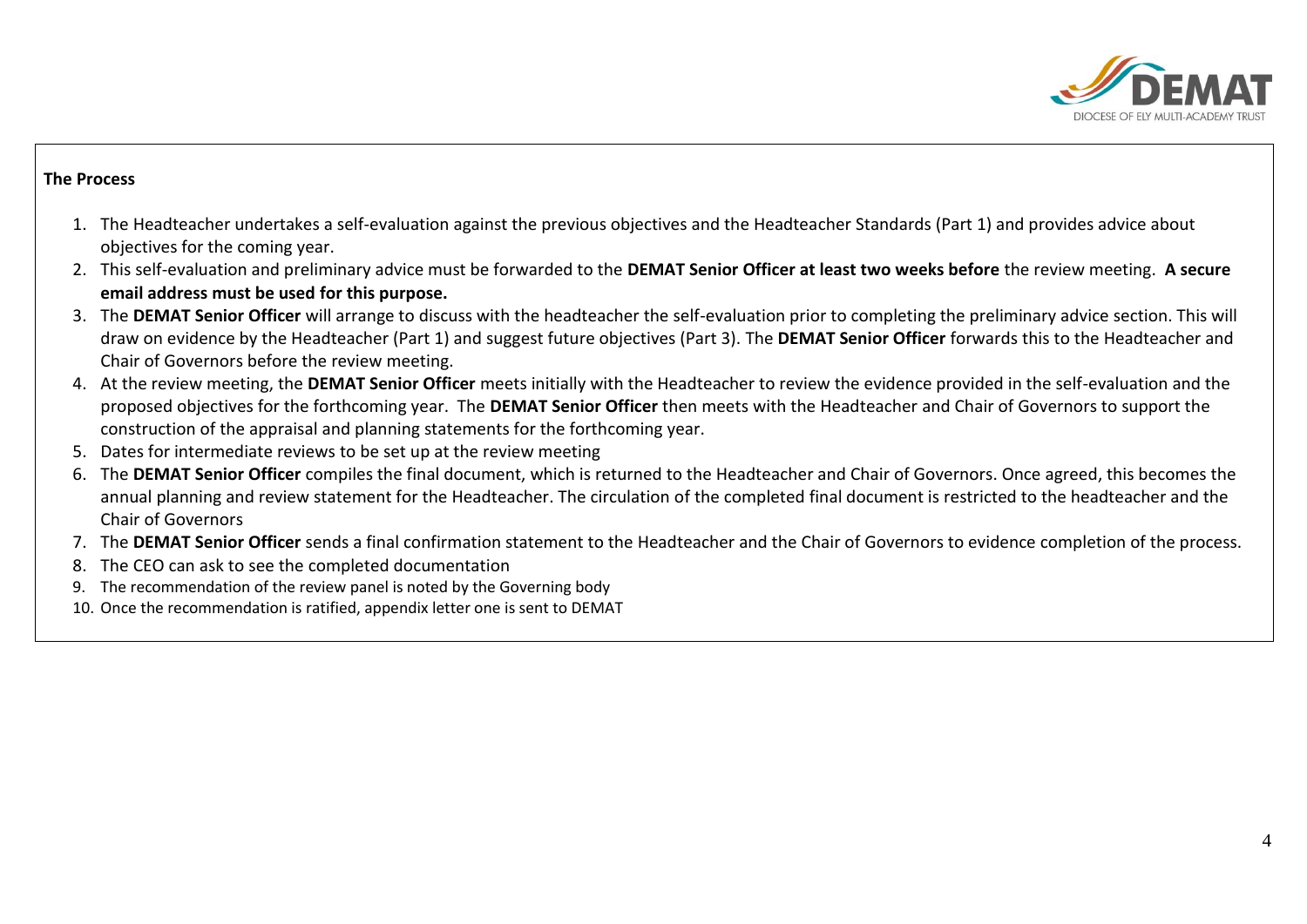**The Process**

1. The Headteacher undertakes a self-evaluation against the previous objectives and the Headteacher Standards (Part 1) and provides advice about objectives for the coming year.
2. This self-evaluation and preliminary advice must be forwarded to the **DEMAT Senior Officer at least two weeks before** the review meeting. **A secure email address must be used for this purpose.**
3. The **DEMAT Senior Officer** will arrange to discuss with the headteacher the self-evaluation prior to completing the preliminary advice section. This will draw on evidence by the Headteacher (Part 1) and suggest future objectives (Part 3). The **DEMAT Senior Officer** forwards this to the Headteacher and Chair of Governors before the review meeting.
4. At the review meeting, the **DEMAT Senior Officer** meets initially with the Headteacher to review the evidence provided in the self-evaluation and the proposed objectives for the forthcoming year. The **DEMAT Senior Officer** then meets with the Headteacher and Chair of Governors to support the construction of the appraisal and planning statements for the forthcoming year.
5. Dates for intermediate reviews to be set up at the review meeting
6. The **DEMAT Senior Officer** compiles the final document, which is returned to the Headteacher and Chair of Governors. Once agreed, this becomes the annual planning and review statement for the Headteacher. The circulation of the completed final document is restricted to the headteacher and the Chair of Governors
7. The **DEMAT Senior Officer** sends a final confirmation statement to the Headteacher and the Chair of Governors to evidence completion of the process.
8. The CEO can ask to see the completed documentation
9. The recommendation of the review panel is noted by the Governing body
10. Once the recommendation is ratified, appendix letter one is sent to DEMAT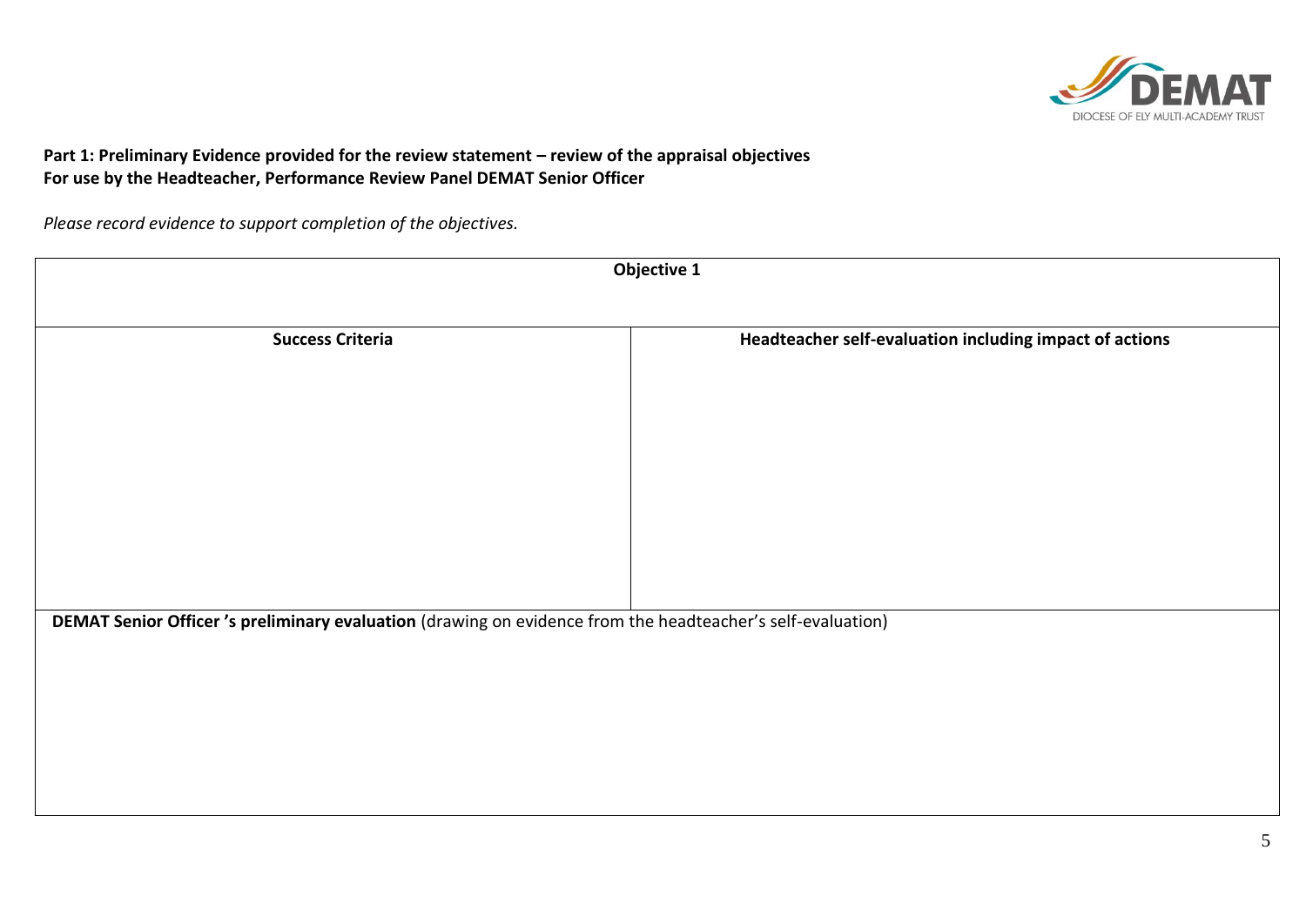**Part 1: Preliminary Evidence provided for the review statement – review of the appraisal objectives**
**For use by the Headteacher, Performance Review Panel DEMAT Senior Officer**

*Please record evidence to support completion of the objectives.*

| **Objective 1** | |
|---|---|
| **Success Criteria** | **Headteacher self-evaluation including impact of actions** |
| | |
| **DEMAT Senior Officer 's preliminary evaluation** (drawing on evidence from the headteacher's self-evaluation) | |
| | |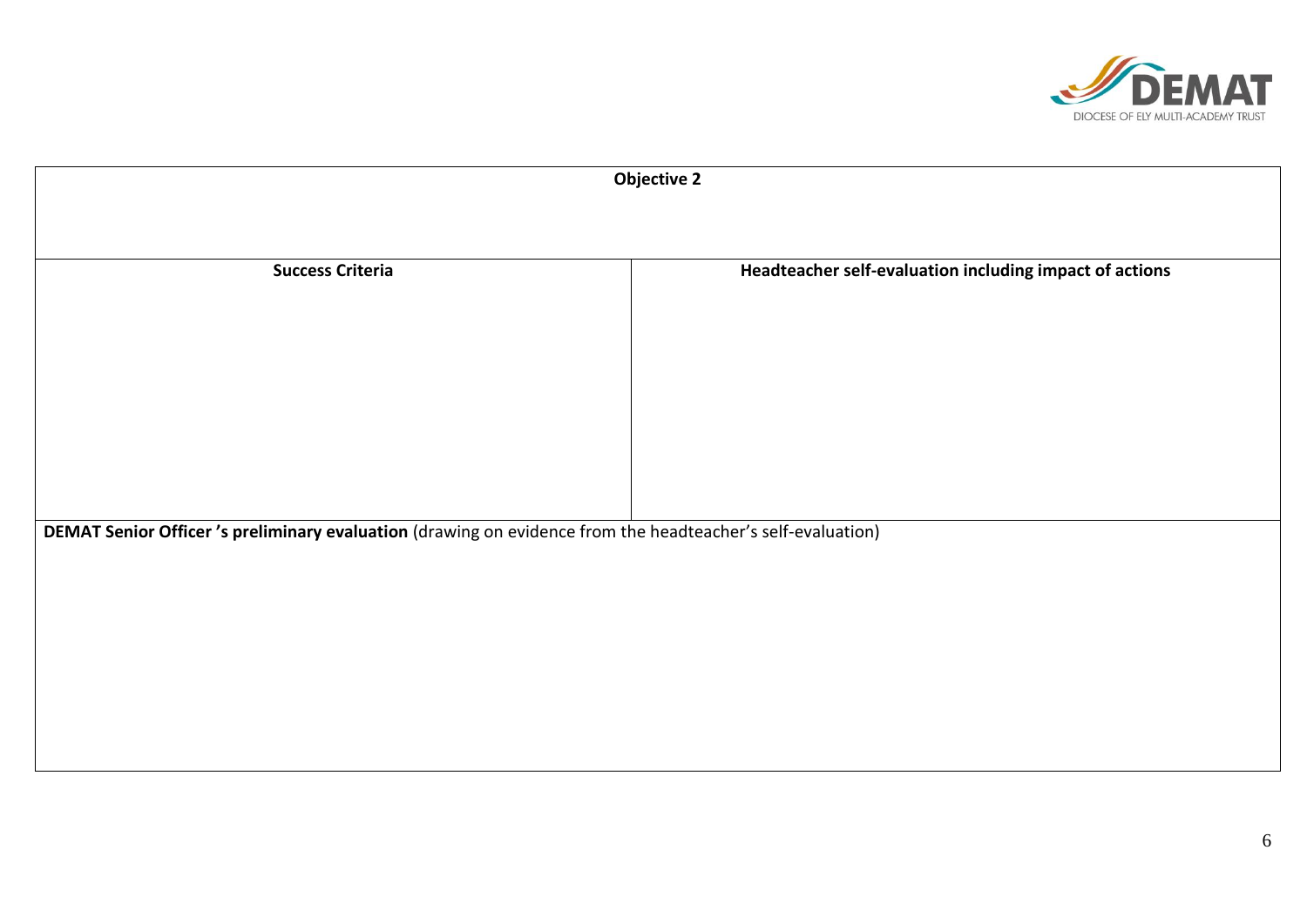| Objective 2 | |
|---|---|
| | |
| **Success Criteria** | **Headteacher self-evaluation including impact of actions** |
| | |
| **DEMAT Senior Officer 's preliminary evaluation** (drawing on evidence from the headteacher's self-evaluation) | |
| | |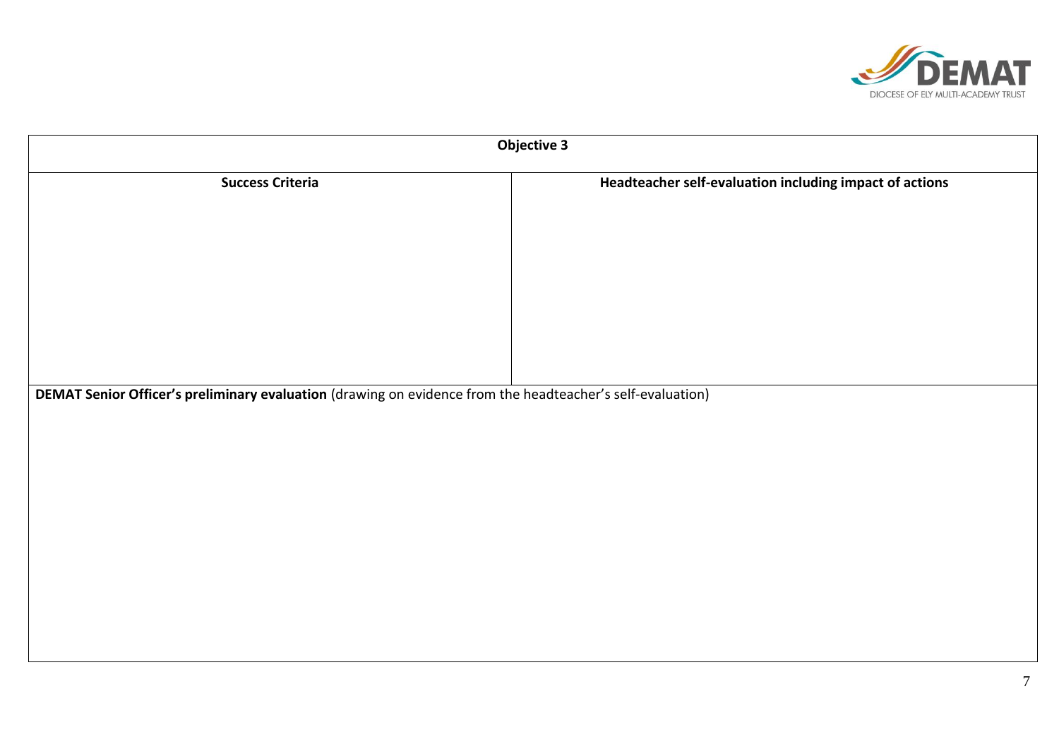| Objective 3 | |
|---|---|
| **Success Criteria** | **Headteacher self-evaluation including impact of actions** |
| | |
| **DEMAT Senior Officer's preliminary evaluation** (drawing on evidence from the headteacher's self-evaluation) | |
| | |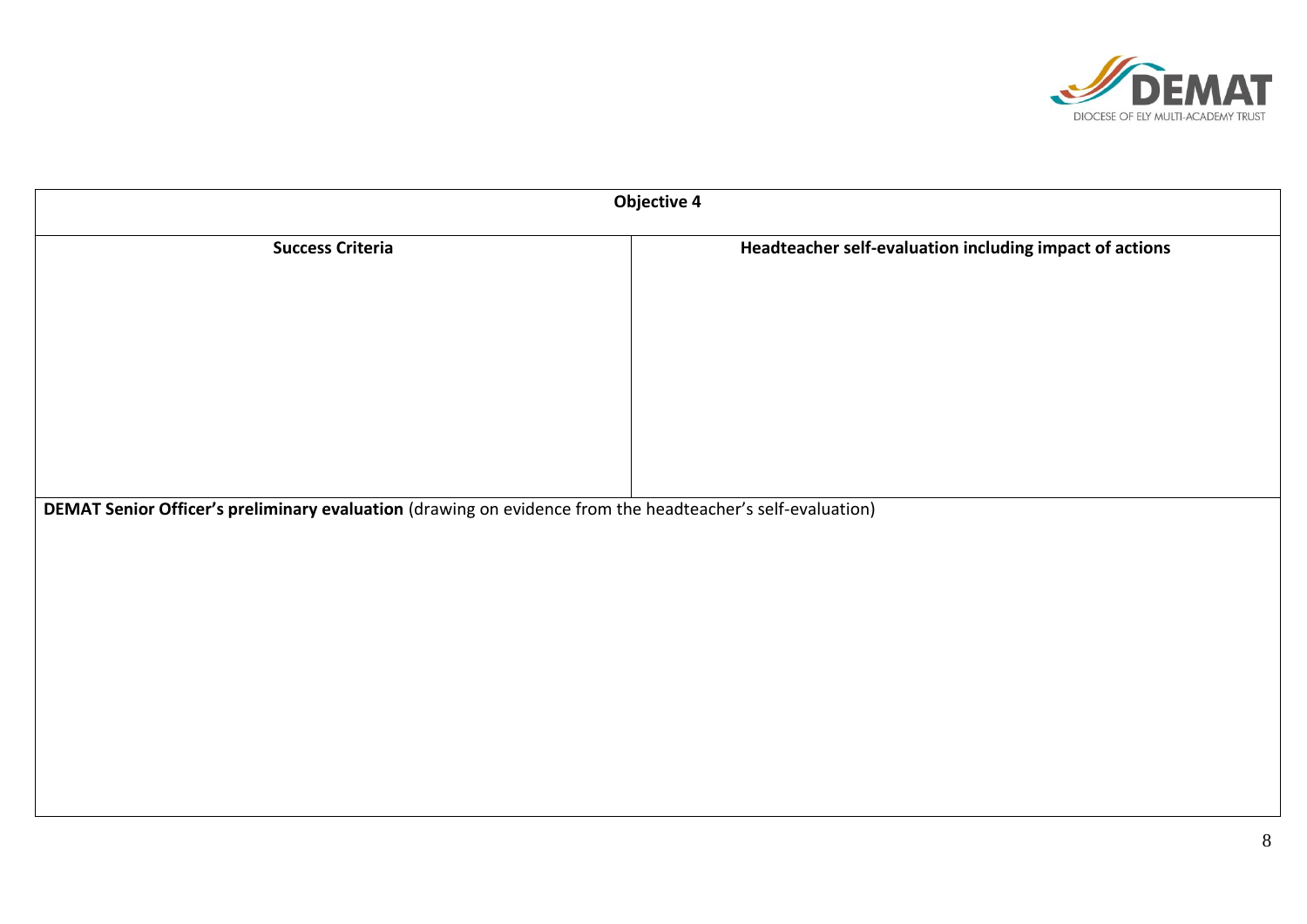| Objective 4 | |
|---|---|
| **Success Criteria** | **Headteacher self-evaluation including impact of actions** |
| | |
| **DEMAT Senior Officer's preliminary evaluation** (drawing on evidence from the headteacher's self-evaluation) | |
| | |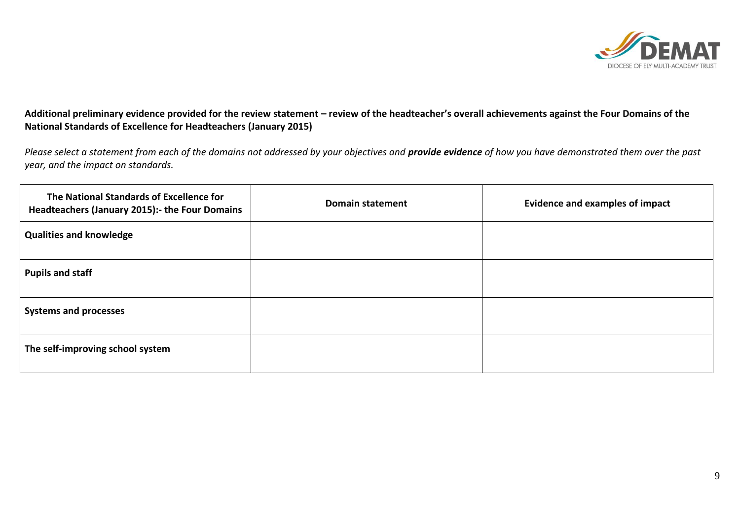**Additional preliminary evidence provided for the review statement – review of the headteacher's overall achievements against the Four Domains of the National Standards of Excellence for Headteachers (January 2015)**

*Please select a statement from each of the domains not addressed by your objectives and **provide evidence** of how you have demonstrated them over the past year, and the impact on standards.*

| The National Standards of Excellence for Headteachers (January 2015):- the Four Domains | Domain statement | Evidence and examples of impact |
|---|---|---|
| **Qualities and knowledge** | | |
| **Pupils and staff** | | |
| **Systems and processes** | | |
| **The self-improving school system** | | |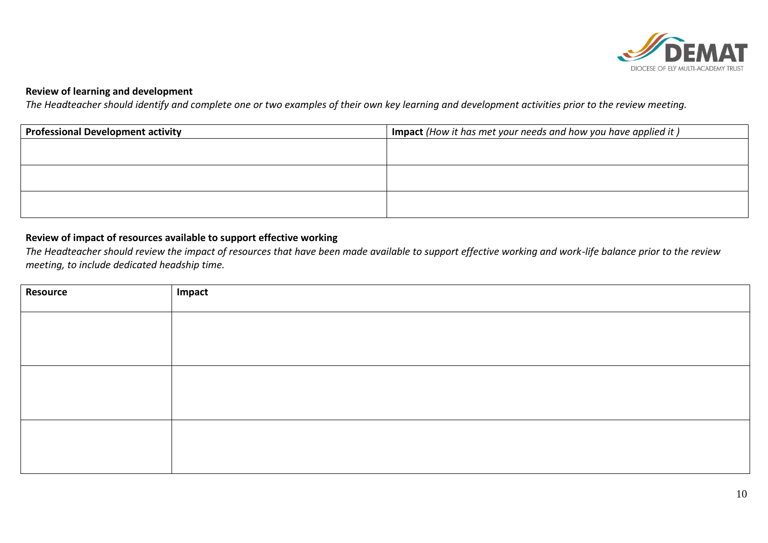**Review of learning and development**

*The Headteacher should identify and complete one or two examples of their own key learning and development activities prior to the review meeting.*

| **Professional Development activity** | **Impact** *(How it has met your needs and how you have applied it )* |
|---|---|
| | |
| | |
| | |

**Review of impact of resources available to support effective working**

*The Headteacher should review the impact of resources that have been made available to support effective working and work-life balance prior to the review meeting, to include dedicated headship time.*

| **Resource** | **Impact** |
|---|---|
| | |
| | |
| | |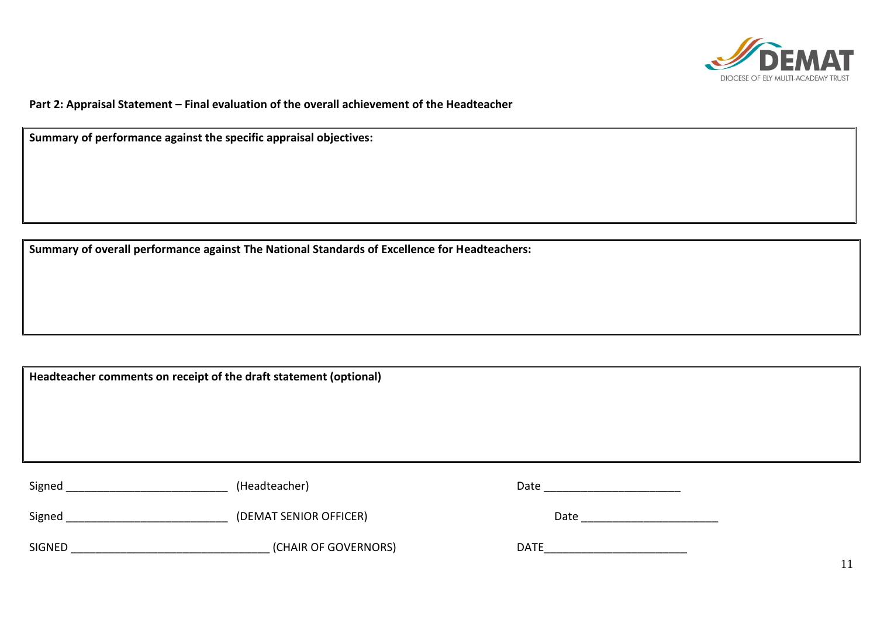**Part 2: Appraisal Statement – Final evaluation of the overall achievement of the Headteacher**

| **Summary of performance against the specific appraisal objectives:** |
|---|
| |

| **Summary of overall performance against The National Standards of Excellence for Headteachers:** |
|---|
| |

| **Headteacher comments on receipt of the draft statement (optional)** |
|---|
| |

Signed __________________________ (Headteacher) Date _____________________

Signed __________________________ (DEMAT SENIOR OFFICER) Date _____________________

SIGNED _______________________________ (CHAIR OF GOVERNORS) DATE______________________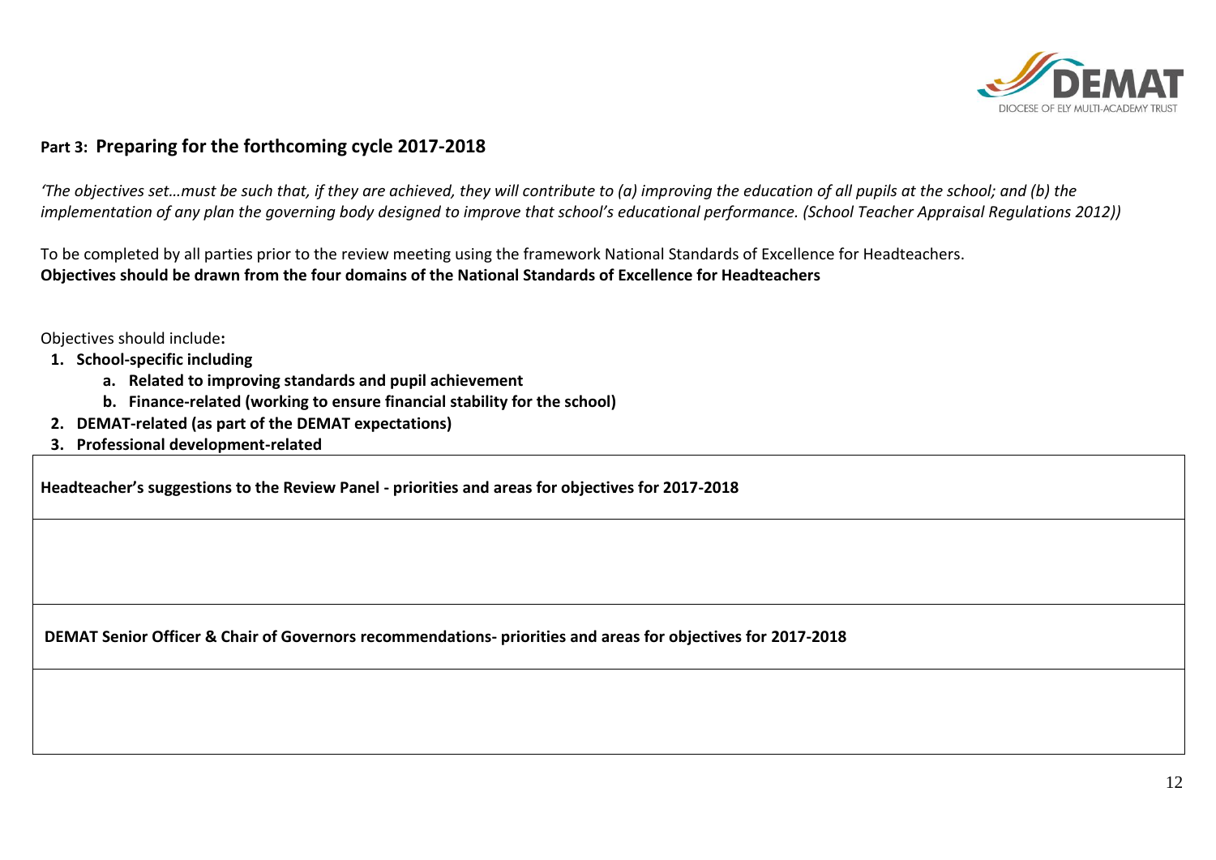## Part 3: Preparing for the forthcoming cycle 2017-2018

*'The objectives set…must be such that, if they are achieved, they will contribute to (a) improving the education of all pupils at the school; and (b) the implementation of any plan the governing body designed to improve that school's educational performance. (School Teacher Appraisal Regulations 2012))*

To be completed by all parties prior to the review meeting using the framework National Standards of Excellence for Headteachers.
**Objectives should be drawn from the four domains of the National Standards of Excellence for Headteachers**

Objectives should include**:**

1. **School-specific including**
   a. **Related to improving standards and pupil achievement**
   b. **Finance-related (working to ensure financial stability for the school)**
2. **DEMAT-related (as part of the DEMAT expectations)**
3. **Professional development-related**

| **Headteacher's suggestions to the Review Panel - priorities and areas for objectives for 2017-2018** |
| --- |
| |
| **DEMAT Senior Officer & Chair of Governors recommendations- priorities and areas for objectives for 2017-2018** |
| |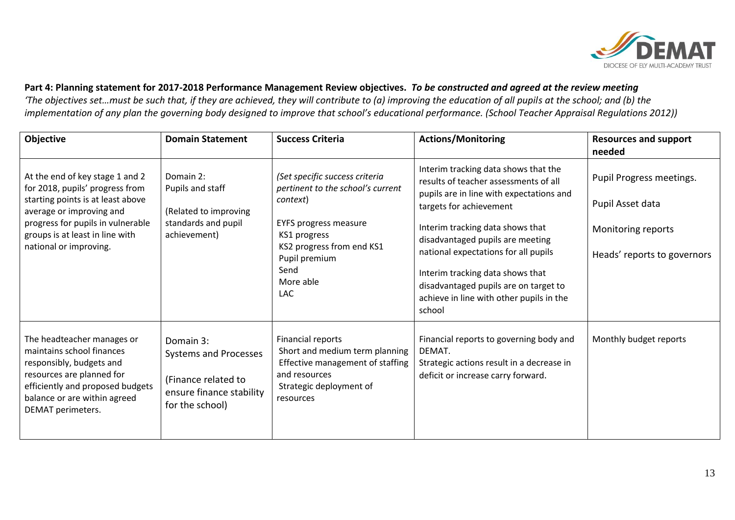**Part 4: Planning statement for 2017-2018 Performance Management Review objectives.** ***To be constructed and agreed at the review meeting***

*'The objectives set…must be such that, if they are achieved, they will contribute to (a) improving the education of all pupils at the school; and (b) the implementation of any plan the governing body designed to improve that school's educational performance. (School Teacher Appraisal Regulations 2012))*

| Objective | Domain Statement | Success Criteria | Actions/Monitoring | Resources and support needed |
|---|---|---|---|---|
| At the end of key stage 1 and 2 for 2018, pupils' progress from starting points is at least above average or improving and progress for pupils in vulnerable groups is at least in line with national or improving. | Domain 2: Pupils and staff<br><br>(Related to improving standards and pupil achievement) | *(Set specific success criteria pertinent to the school's current context)*<br><br>EYFS progress measure<br>KS1 progress<br>KS2 progress from end KS1<br>Pupil premium<br>Send<br>More able<br>LAC | Interim tracking data shows that the results of teacher assessments of all pupils are in line with expectations and targets for achievement<br><br>Interim tracking data shows that disadvantaged pupils are meeting national expectations for all pupils<br><br>Interim tracking data shows that disadvantaged pupils are on target to achieve in line with other pupils in the school | Pupil Progress meetings.<br><br>Pupil Asset data<br><br>Monitoring reports<br><br>Heads' reports to governors |
| The headteacher manages or maintains school finances responsibly, budgets and resources are planned for efficiently and proposed budgets balance or are within agreed DEMAT perimeters. | Domain 3: Systems and Processes<br><br>(Finance related to ensure finance stability for the school) | Financial reports<br>Short and medium term planning<br>Effective management of staffing and resources<br>Strategic deployment of resources | Financial reports to governing body and DEMAT.<br>Strategic actions result in a decrease in deficit or increase carry forward. | Monthly budget reports |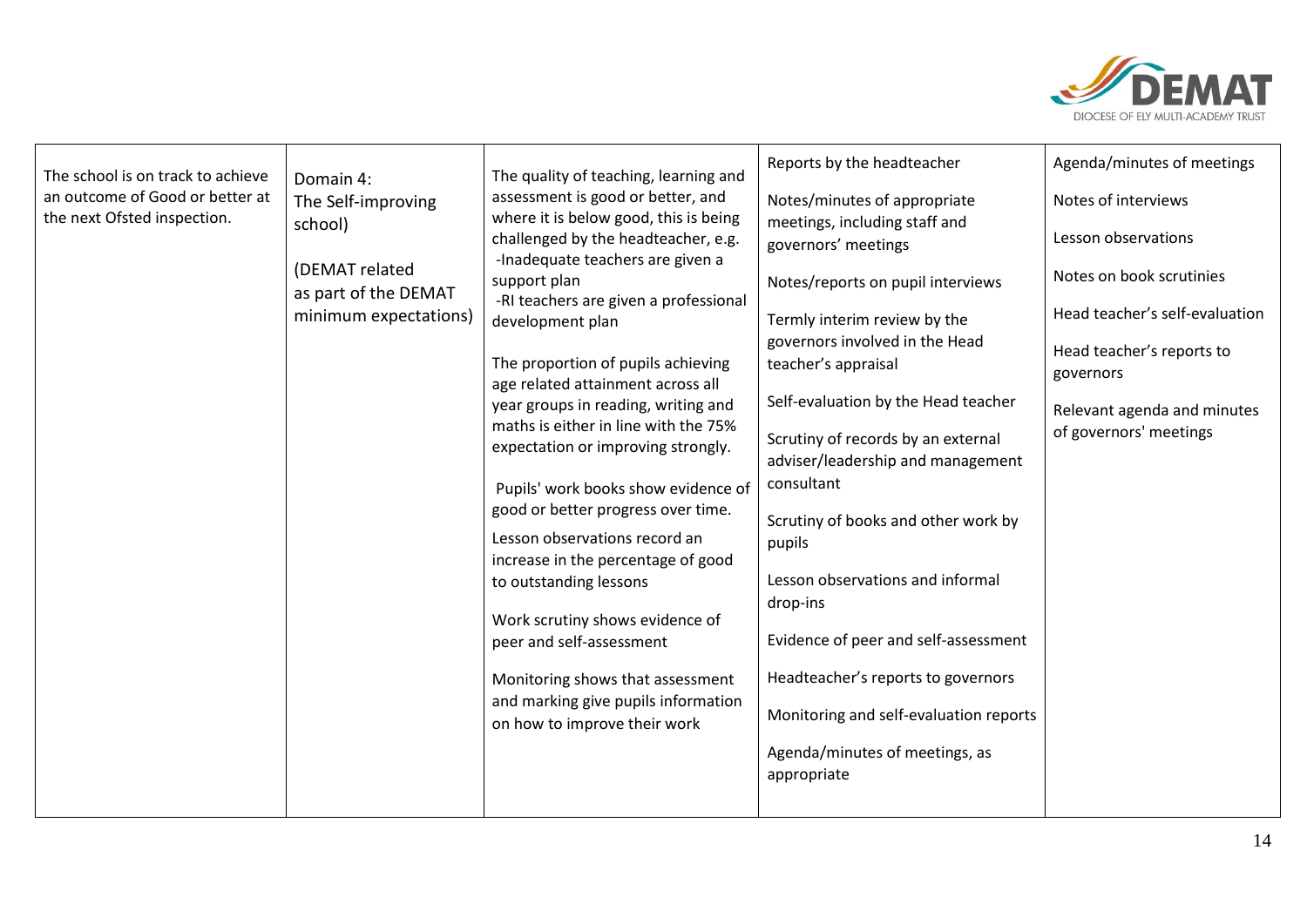| | | | | |
|---|---|---|---|---|
| The school is on track to achieve an outcome of Good or better at the next Ofsted inspection. | Domain 4: The Self-improving school)<br><br>(DEMAT related as part of the DEMAT minimum expectations) | The quality of teaching, learning and assessment is good or better, and where it is below good, this is being challenged by the headteacher, e.g.<br>-Inadequate teachers are given a support plan<br>-RI teachers are given a professional development plan<br><br>The proportion of pupils achieving age related attainment across all year groups in reading, writing and maths is either in line with the 75% expectation or improving strongly.<br><br>Pupils' work books show evidence of good or better progress over time.<br><br>Lesson observations record an increase in the percentage of good to outstanding lessons<br><br>Work scrutiny shows evidence of peer and self-assessment<br><br>Monitoring shows that assessment and marking give pupils information on how to improve their work | Reports by the headteacher<br><br>Notes/minutes of appropriate meetings, including staff and governors' meetings<br><br>Notes/reports on pupil interviews<br><br>Termly interim review by the governors involved in the Head teacher's appraisal<br><br>Self-evaluation by the Head teacher<br><br>Scrutiny of records by an external adviser/leadership and management consultant<br><br>Scrutiny of books and other work by pupils<br><br>Lesson observations and informal drop-ins<br><br>Evidence of peer and self-assessment<br><br>Headteacher's reports to governors<br><br>Monitoring and self-evaluation reports<br><br>Agenda/minutes of meetings, as appropriate | Agenda/minutes of meetings<br><br>Notes of interviews<br><br>Lesson observations<br><br>Notes on book scrutinies<br><br>Head teacher's self-evaluation<br><br>Head teacher's reports to governors<br><br>Relevant agenda and minutes of governors' meetings |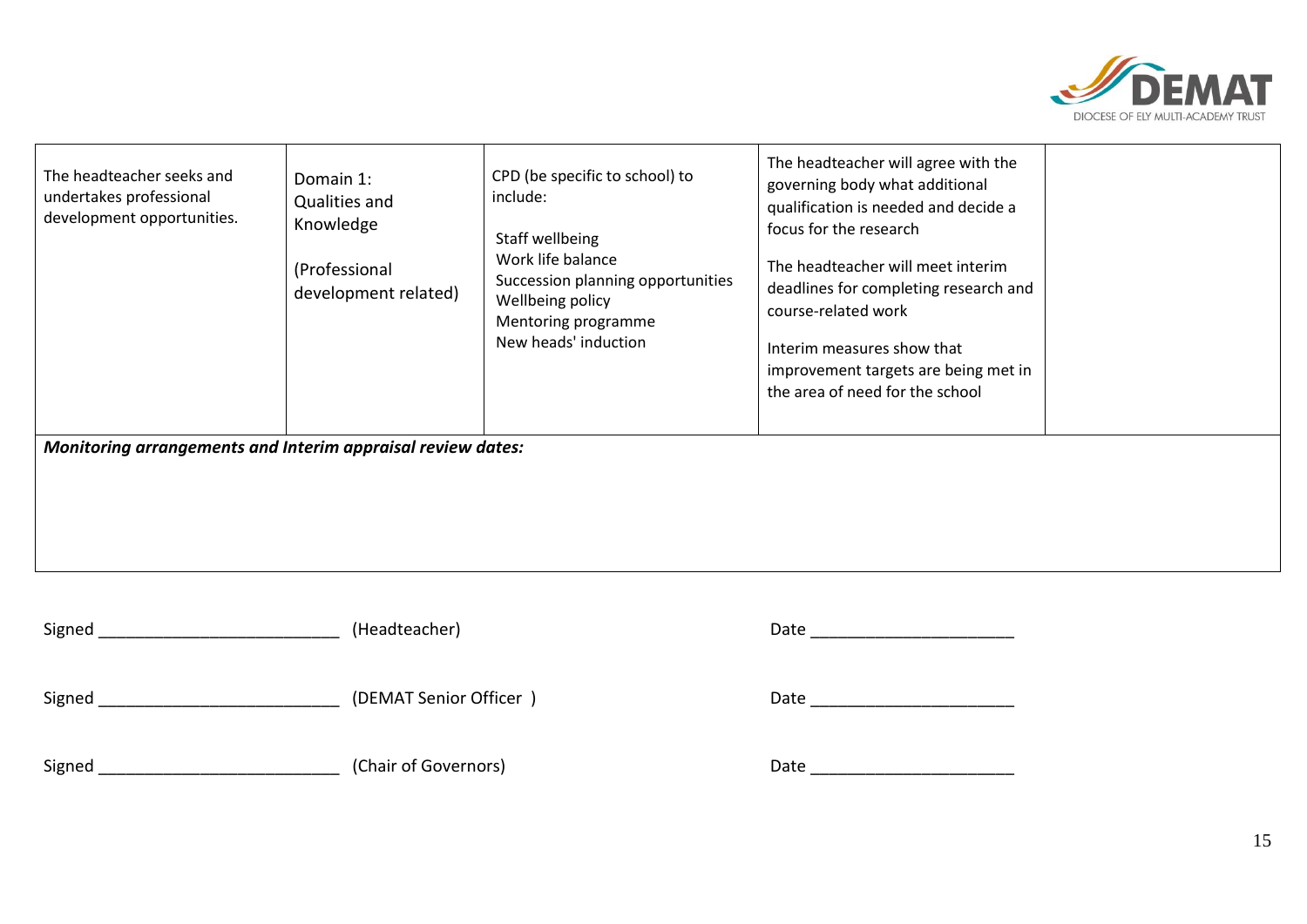| | | | | |
|---|---|---|---|---|
| The headteacher seeks and undertakes professional development opportunities. | Domain 1: Qualities and Knowledge<br><br>(Professional development related) | CPD (be specific to school) to include:<br><br>Staff wellbeing<br>Work life balance<br>Succession planning opportunities<br>Wellbeing policy<br>Mentoring programme<br>New heads' induction | The headteacher will agree with the governing body what additional qualification is needed and decide a focus for the research<br><br>The headteacher will meet interim deadlines for completing research and course-related work<br><br>Interim measures show that improvement targets are being met in the area of need for the school | |
| ***Monitoring arrangements and Interim appraisal review dates:*** | | | | |

Signed __________________________ (Headteacher) Date ______________________

Signed __________________________ (DEMAT Senior Officer ) Date ______________________

Signed __________________________ (Chair of Governors) Date ______________________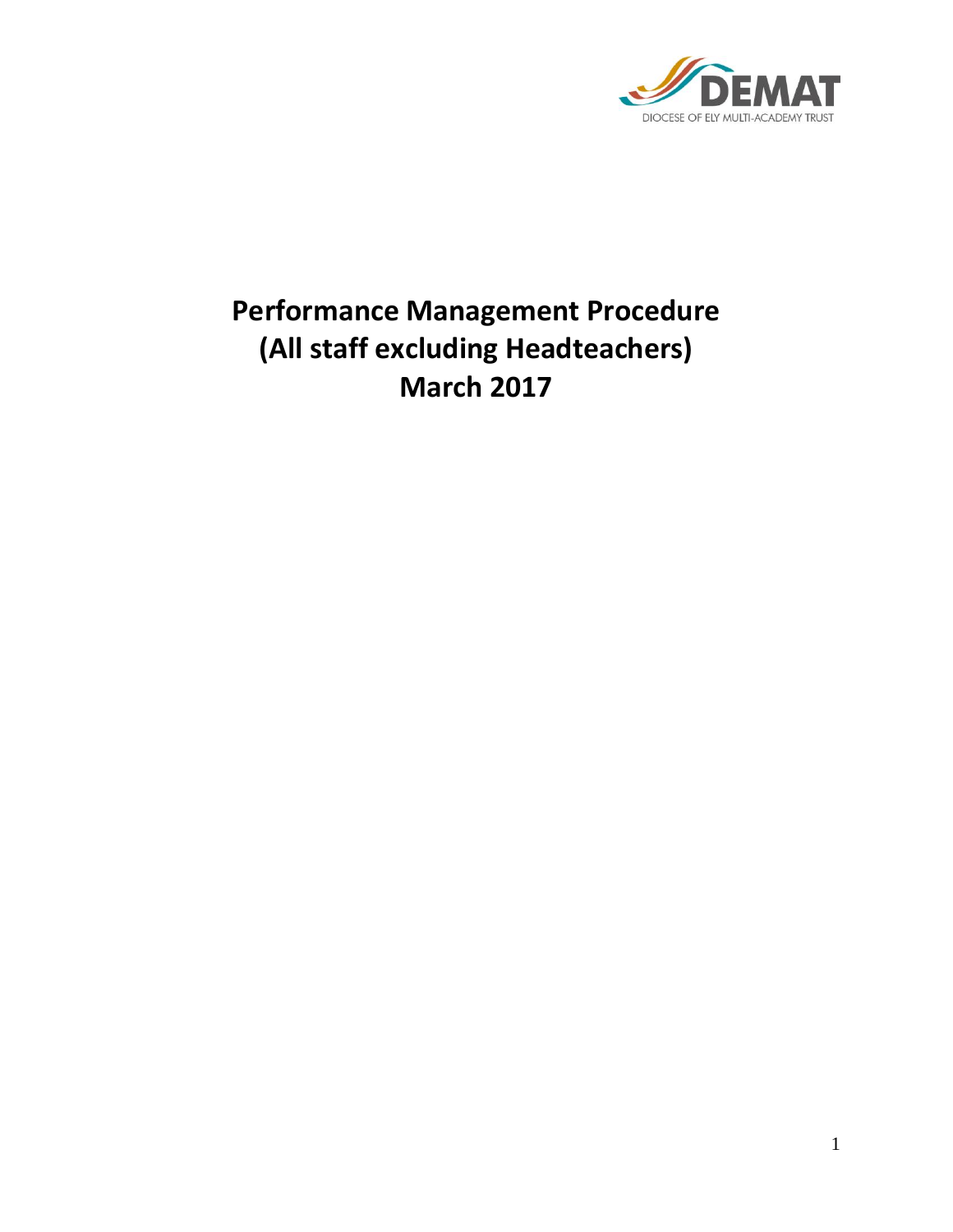# Performance Management Procedure
# (All staff excluding Headteachers)
# March 2017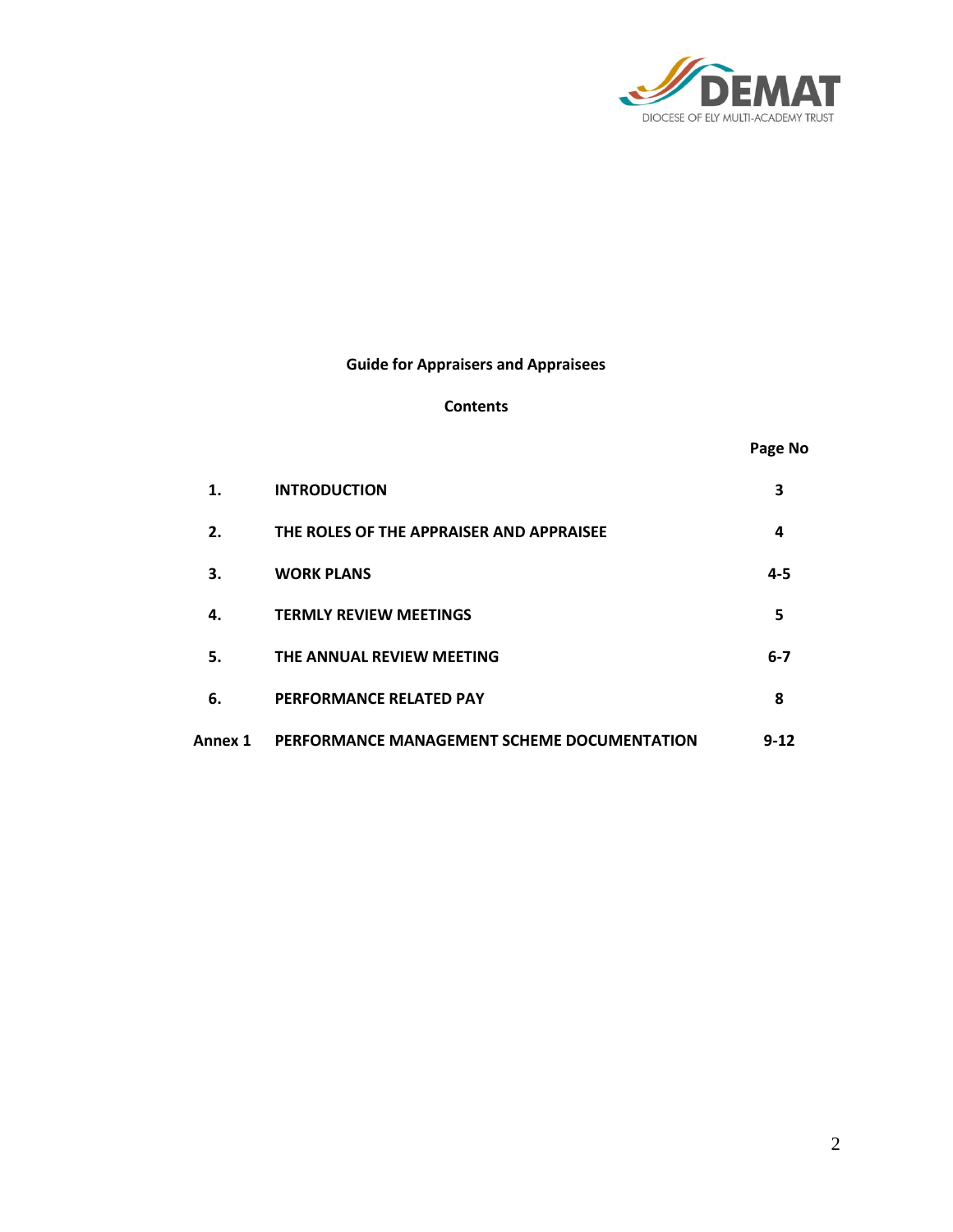DIOCESE OF ELY MULTI-ACADEMY TRUST

**Guide for Appraisers and Appraisees**

**Contents**

| | | Page No |
|---|---|---|
| **1.** | **INTRODUCTION** | **3** |
| **2.** | **THE ROLES OF THE APPRAISER AND APPRAISEE** | **4** |
| **3.** | **WORK PLANS** | **4-5** |
| **4.** | **TERMLY REVIEW MEETINGS** | **5** |
| **5.** | **THE ANNUAL REVIEW MEETING** | **6-7** |
| **6.** | **PERFORMANCE RELATED PAY** | **8** |
| **Annex 1** | **PERFORMANCE MANAGEMENT SCHEME DOCUMENTATION** | **9-12** |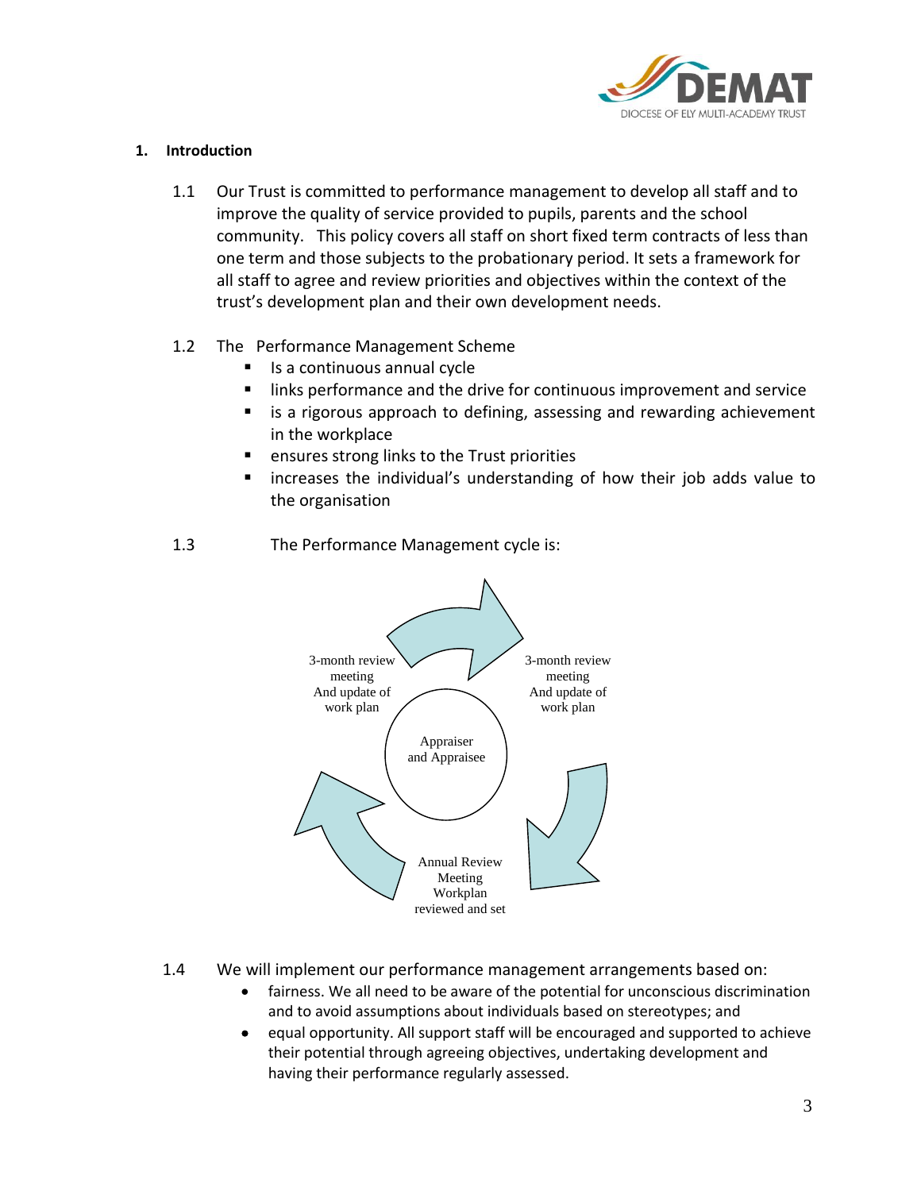## 1. Introduction

1.1 Our Trust is committed to performance management to develop all staff and to improve the quality of service provided to pupils, parents and the school community. This policy covers all staff on short fixed term contracts of less than one term and those subjects to the probationary period. It sets a framework for all staff to agree and review priorities and objectives within the context of the trust's development plan and their own development needs.

1.2 The Performance Management Scheme

- Is a continuous annual cycle
- links performance and the drive for continuous improvement and service
- is a rigorous approach to defining, assessing and rewarding achievement in the workplace
- ensures strong links to the Trust priorities
- increases the individual's understanding of how their job adds value to the organisation

1.3 The Performance Management cycle is:

3-month review meeting And update of work plan

3-month review meeting And update of work plan

Appraiser and Appraisee

Annual Review Meeting Workplan reviewed and set

1.4 We will implement our performance management arrangements based on:

- fairness. We all need to be aware of the potential for unconscious discrimination and to avoid assumptions about individuals based on stereotypes; and
- equal opportunity. All support staff will be encouraged and supported to achieve their potential through agreeing objectives, undertaking development and having their performance regularly assessed.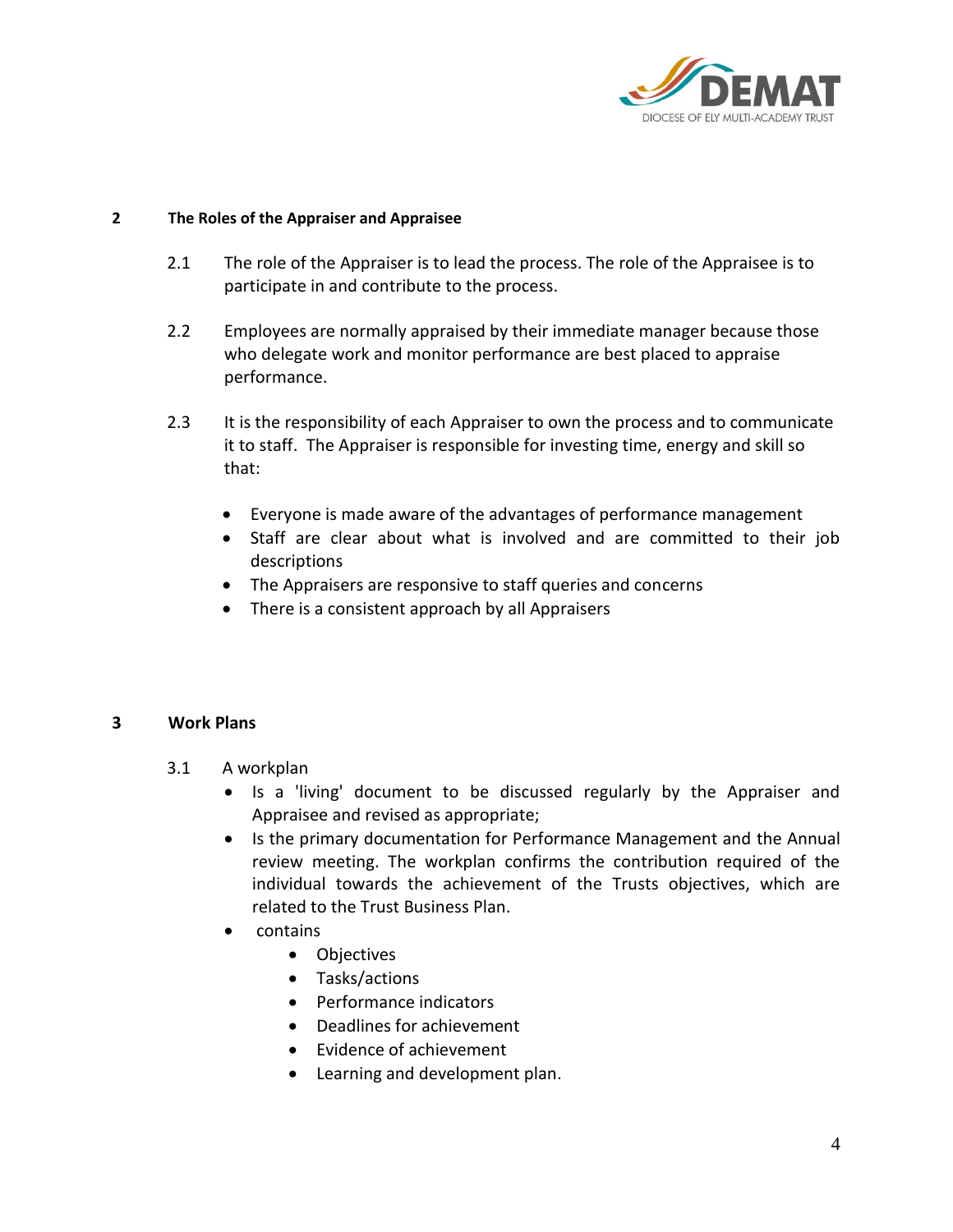## 2 The Roles of the Appraiser and Appraisee

2.1 The role of the Appraiser is to lead the process. The role of the Appraisee is to participate in and contribute to the process.

2.2 Employees are normally appraised by their immediate manager because those who delegate work and monitor performance are best placed to appraise performance.

2.3 It is the responsibility of each Appraiser to own the process and to communicate it to staff. The Appraiser is responsible for investing time, energy and skill so that:

- Everyone is made aware of the advantages of performance management
- Staff are clear about what is involved and are committed to their job descriptions
- The Appraisers are responsive to staff queries and concerns
- There is a consistent approach by all Appraisers

## 3 Work Plans

3.1 A workplan

- Is a 'living' document to be discussed regularly by the Appraiser and Appraisee and revised as appropriate;
- Is the primary documentation for Performance Management and the Annual review meeting. The workplan confirms the contribution required of the individual towards the achievement of the Trusts objectives, which are related to the Trust Business Plan.
- contains
    - Objectives
    - Tasks/actions
    - Performance indicators
    - Deadlines for achievement
    - Evidence of achievement
    - Learning and development plan.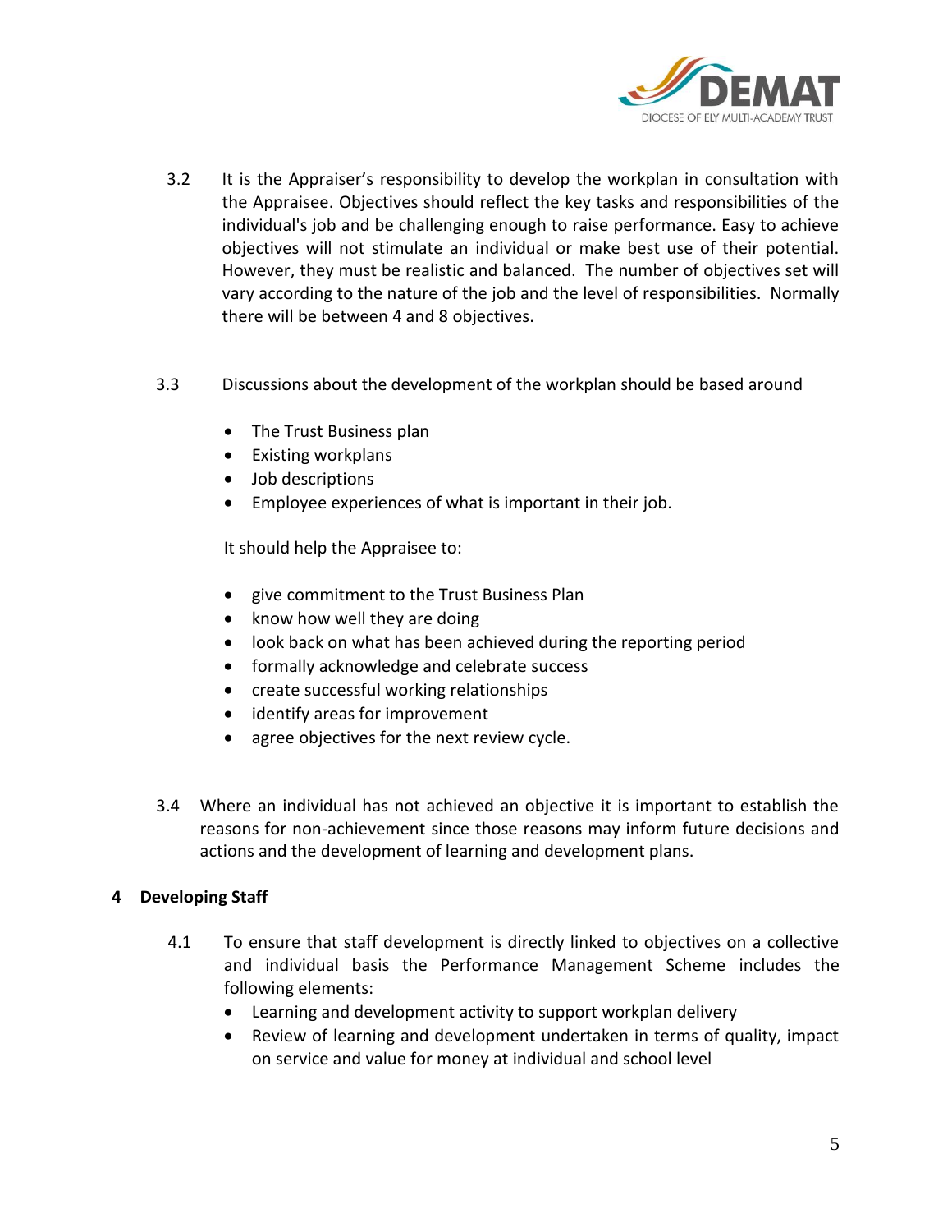3.2 It is the Appraiser's responsibility to develop the workplan in consultation with the Appraisee. Objectives should reflect the key tasks and responsibilities of the individual's job and be challenging enough to raise performance. Easy to achieve objectives will not stimulate an individual or make best use of their potential. However, they must be realistic and balanced. The number of objectives set will vary according to the nature of the job and the level of responsibilities. Normally there will be between 4 and 8 objectives.

3.3 Discussions about the development of the workplan should be based around

- The Trust Business plan
- Existing workplans
- Job descriptions
- Employee experiences of what is important in their job.

It should help the Appraisee to:

- give commitment to the Trust Business Plan
- know how well they are doing
- look back on what has been achieved during the reporting period
- formally acknowledge and celebrate success
- create successful working relationships
- identify areas for improvement
- agree objectives for the next review cycle.

3.4 Where an individual has not achieved an objective it is important to establish the reasons for non-achievement since those reasons may inform future decisions and actions and the development of learning and development plans.

## 4 Developing Staff

4.1 To ensure that staff development is directly linked to objectives on a collective and individual basis the Performance Management Scheme includes the following elements:

- Learning and development activity to support workplan delivery
- Review of learning and development undertaken in terms of quality, impact on service and value for money at individual and school level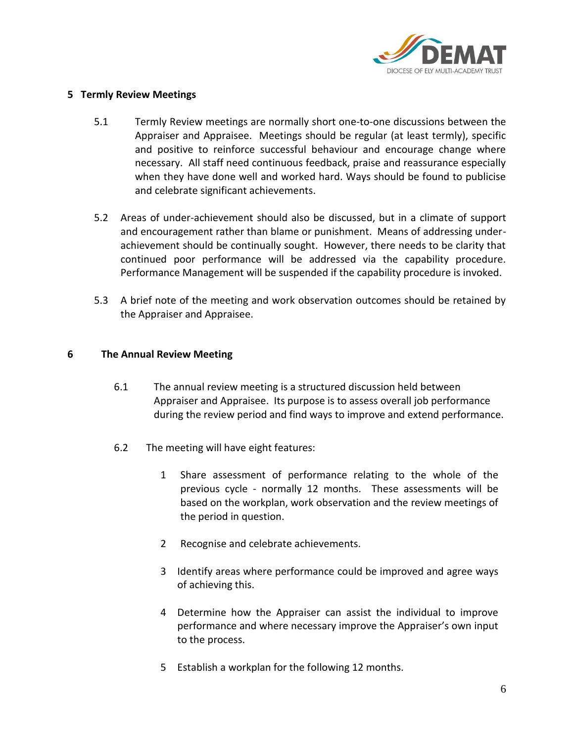## 5 Termly Review Meetings

5.1 Termly Review meetings are normally short one-to-one discussions between the Appraiser and Appraisee. Meetings should be regular (at least termly), specific and positive to reinforce successful behaviour and encourage change where necessary. All staff need continuous feedback, praise and reassurance especially when they have done well and worked hard. Ways should be found to publicise and celebrate significant achievements.

5.2 Areas of under-achievement should also be discussed, but in a climate of support and encouragement rather than blame or punishment. Means of addressing under-achievement should be continually sought. However, there needs to be clarity that continued poor performance will be addressed via the capability procedure. Performance Management will be suspended if the capability procedure is invoked.

5.3 A brief note of the meeting and work observation outcomes should be retained by the Appraiser and Appraisee.

## 6 The Annual Review Meeting

6.1 The annual review meeting is a structured discussion held between Appraiser and Appraisee. Its purpose is to assess overall job performance during the review period and find ways to improve and extend performance.

6.2 The meeting will have eight features:

1. Share assessment of performance relating to the whole of the previous cycle - normally 12 months. These assessments will be based on the workplan, work observation and the review meetings of the period in question.
2. Recognise and celebrate achievements.
3. Identify areas where performance could be improved and agree ways of achieving this.
4. Determine how the Appraiser can assist the individual to improve performance and where necessary improve the Appraiser's own input to the process.
5. Establish a workplan for the following 12 months.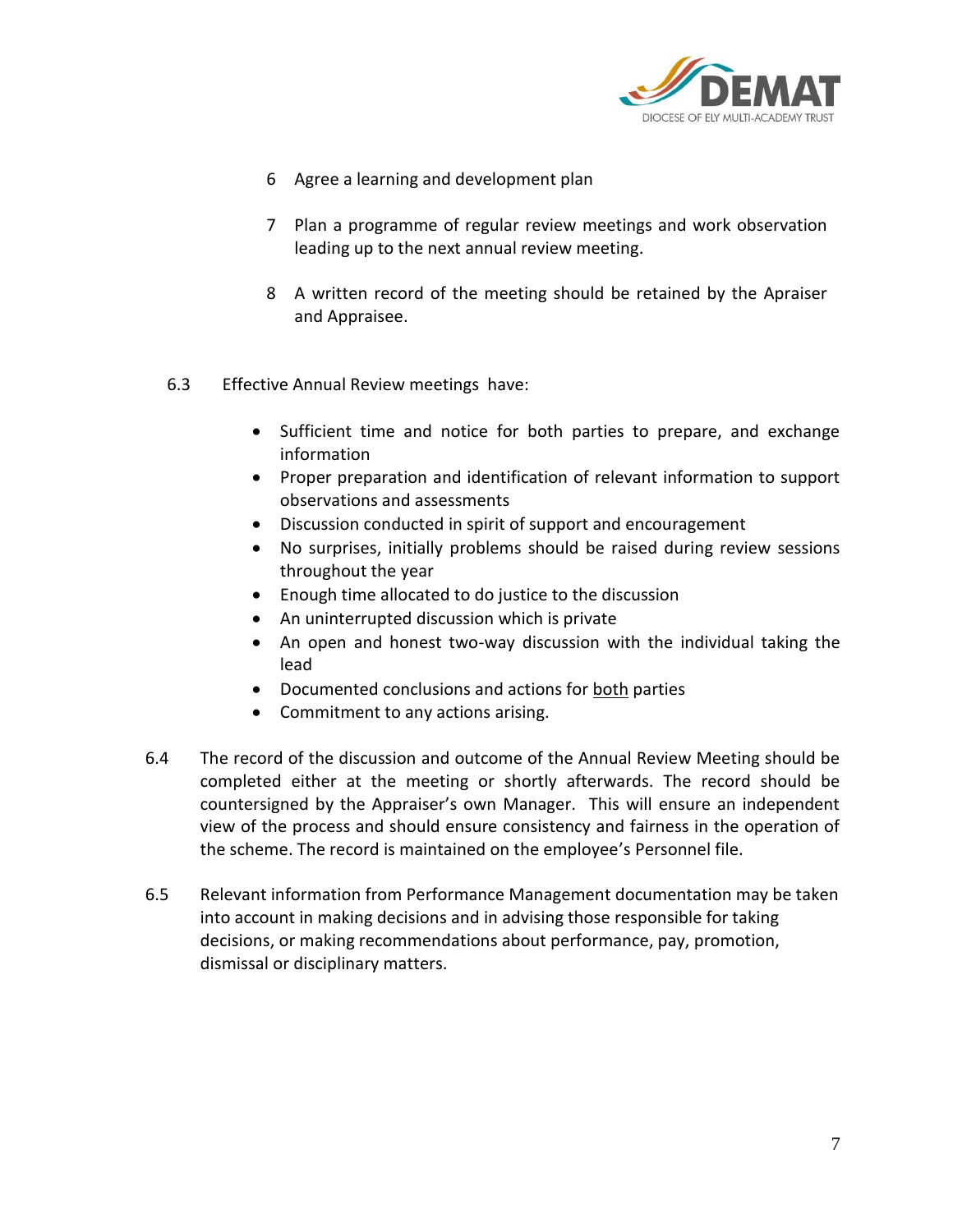6. Agree a learning and development plan

7. Plan a programme of regular review meetings and work observation leading up to the next annual review meeting.

8. A written record of the meeting should be retained by the Apraiser and Appraisee.

6.3 Effective Annual Review meetings have:

- Sufficient time and notice for both parties to prepare, and exchange information
- Proper preparation and identification of relevant information to support observations and assessments
- Discussion conducted in spirit of support and encouragement
- No surprises, initially problems should be raised during review sessions throughout the year
- Enough time allocated to do justice to the discussion
- An uninterrupted discussion which is private
- An open and honest two-way discussion with the individual taking the lead
- Documented conclusions and actions for <u>both</u> parties
- Commitment to any actions arising.

6.4 The record of the discussion and outcome of the Annual Review Meeting should be completed either at the meeting or shortly afterwards. The record should be countersigned by the Appraiser's own Manager. This will ensure an independent view of the process and should ensure consistency and fairness in the operation of the scheme. The record is maintained on the employee's Personnel file.

6.5 Relevant information from Performance Management documentation may be taken into account in making decisions and in advising those responsible for taking decisions, or making recommendations about performance, pay, promotion, dismissal or disciplinary matters.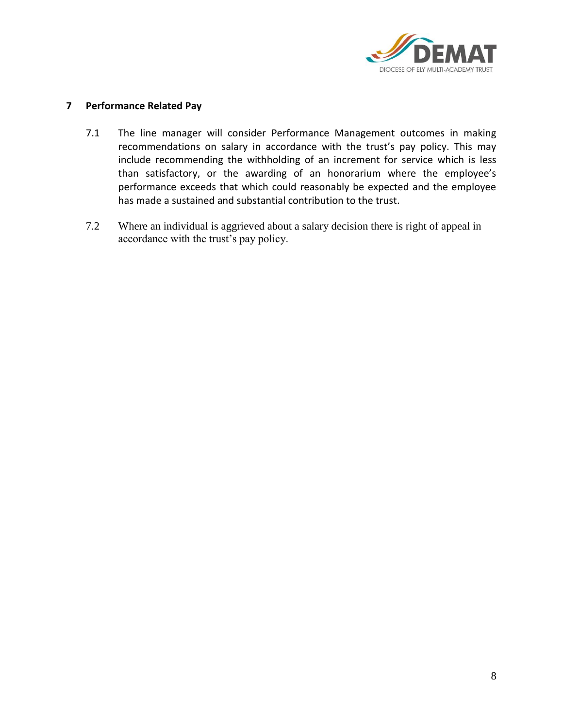## 7 Performance Related Pay

7.1 The line manager will consider Performance Management outcomes in making recommendations on salary in accordance with the trust's pay policy. This may include recommending the withholding of an increment for service which is less than satisfactory, or the awarding of an honorarium where the employee's performance exceeds that which could reasonably be expected and the employee has made a sustained and substantial contribution to the trust.

7.2 Where an individual is aggrieved about a salary decision there is right of appeal in accordance with the trust's pay policy.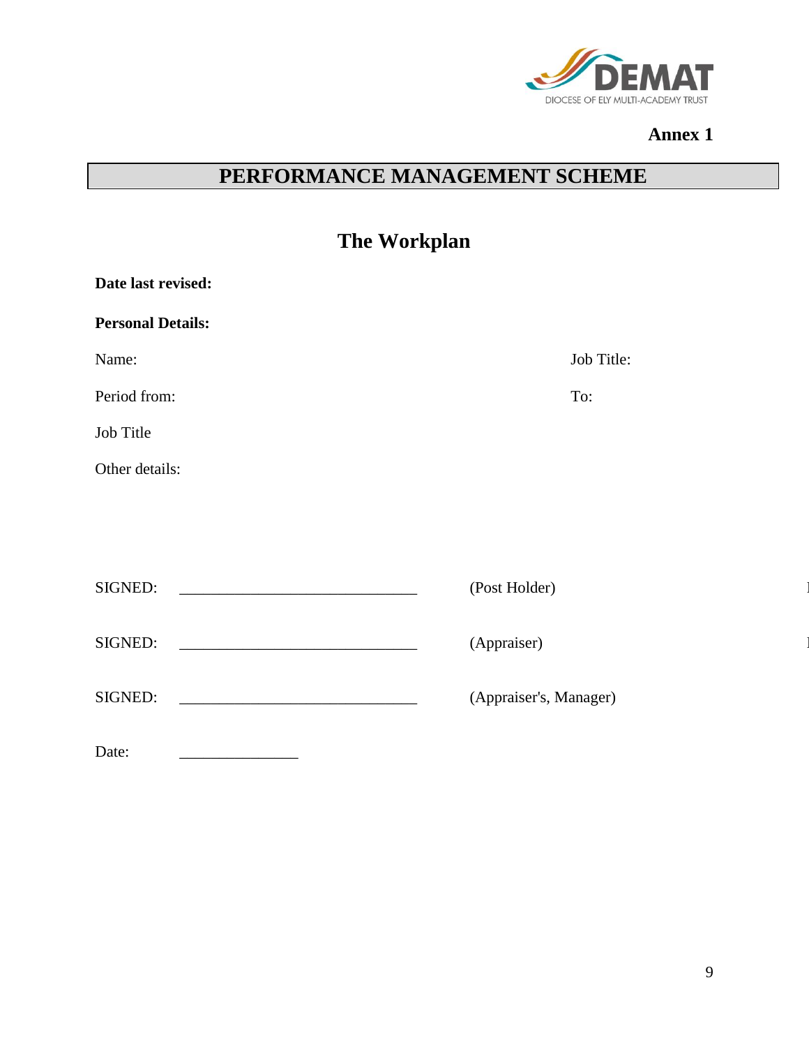**Annex 1**

# PERFORMANCE MANAGEMENT SCHEME

## The Workplan

**Date last revised:**

**Personal Details:**

Name: Job Title:

Period from: To:

Job Title

Other details:

SIGNED: ______________________________ (Post Holder)

SIGNED: ______________________________ (Appraiser)

SIGNED: ______________________________ (Appraiser's, Manager)

Date: _______________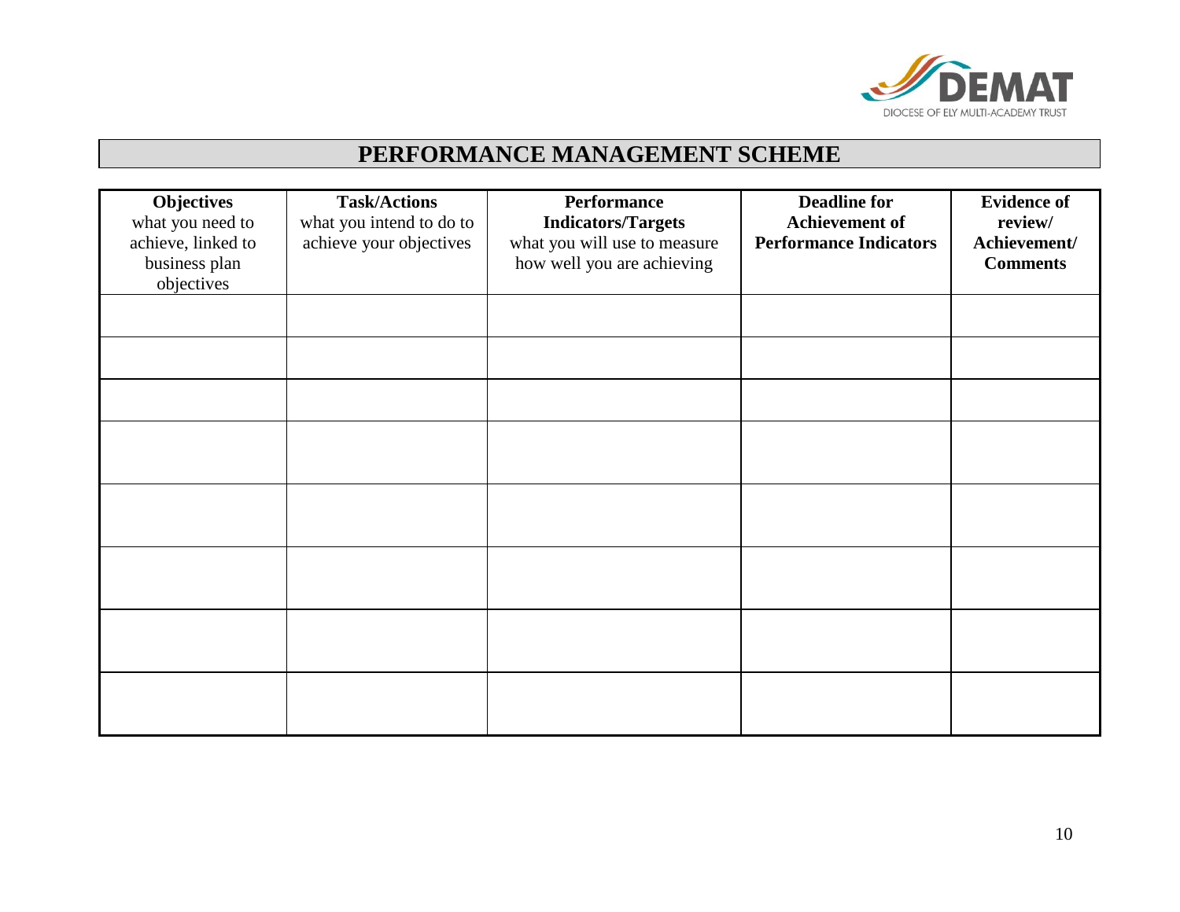# PERFORMANCE MANAGEMENT SCHEME

| **Objectives** what you need to achieve, linked to business plan objectives | **Task/Actions** what you intend to do to achieve your objectives | **Performance Indicators/Targets** what you will use to measure how well you are achieving | **Deadline for Achievement of Performance Indicators** | **Evidence of review/ Achievement/ Comments** |
|---|---|---|---|---|
| | | | | |
| | | | | |
| | | | | |
| | | | | |
| | | | | |
| | | | | |
| | | | | |
| | | | | |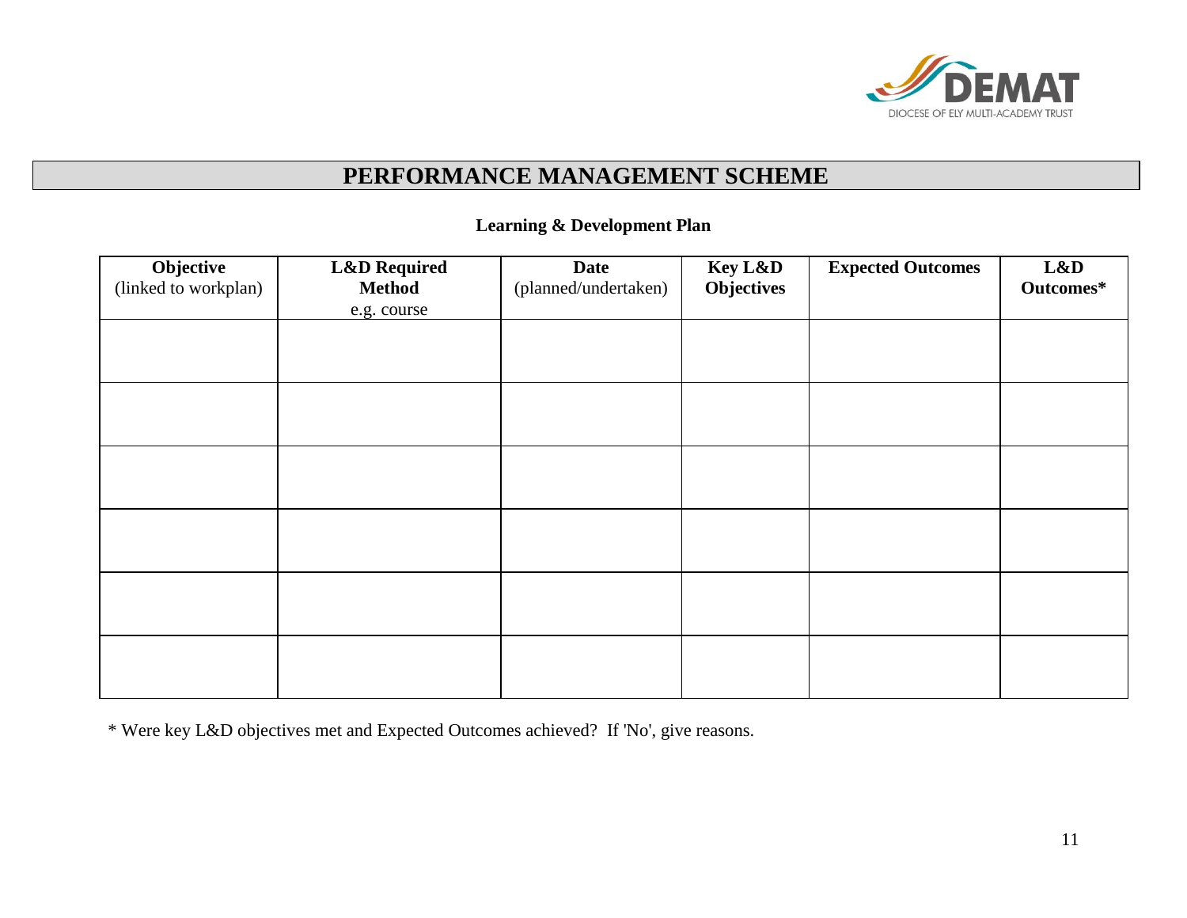# PERFORMANCE MANAGEMENT SCHEME

**Learning & Development Plan**

| **Objective** (linked to workplan) | **L&D Required Method** e.g. course | **Date** (planned/undertaken) | **Key L&D Objectives** | **Expected Outcomes** | **L&D Outcomes*** |
|---|---|---|---|---|---|
| | | | | | |
| | | | | | |
| | | | | | |
| | | | | | |
| | | | | | |
| | | | | | |

* Were key L&D objectives met and Expected Outcomes achieved? If 'No', give reasons.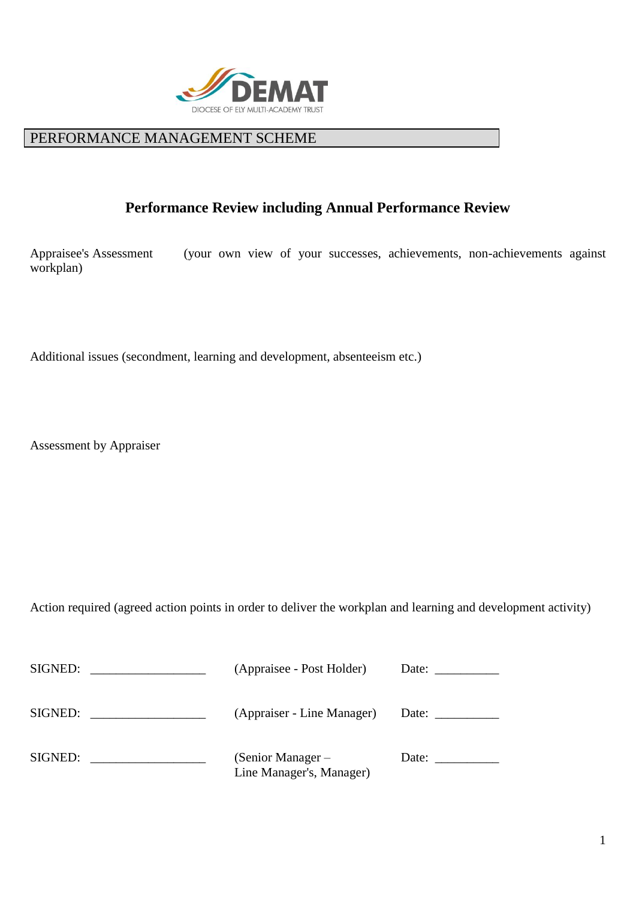DEMAT
DIOCESE OF ELY MULTI-ACADEMY TRUST

PERFORMANCE MANAGEMENT SCHEME

## Performance Review including Annual Performance Review

Appraisee's Assessment (your own view of your successes, achievements, non-achievements against workplan)

Additional issues (secondment, learning and development, absenteeism etc.)

Assessment by Appraiser

Action required (agreed action points in order to deliver the workplan and learning and development activity)

SIGNED: __________________ (Appraisee - Post Holder) Date: __________

SIGNED: __________________ (Appraiser - Line Manager) Date: __________

SIGNED: __________________ (Senior Manager – Line Manager's, Manager) Date: __________